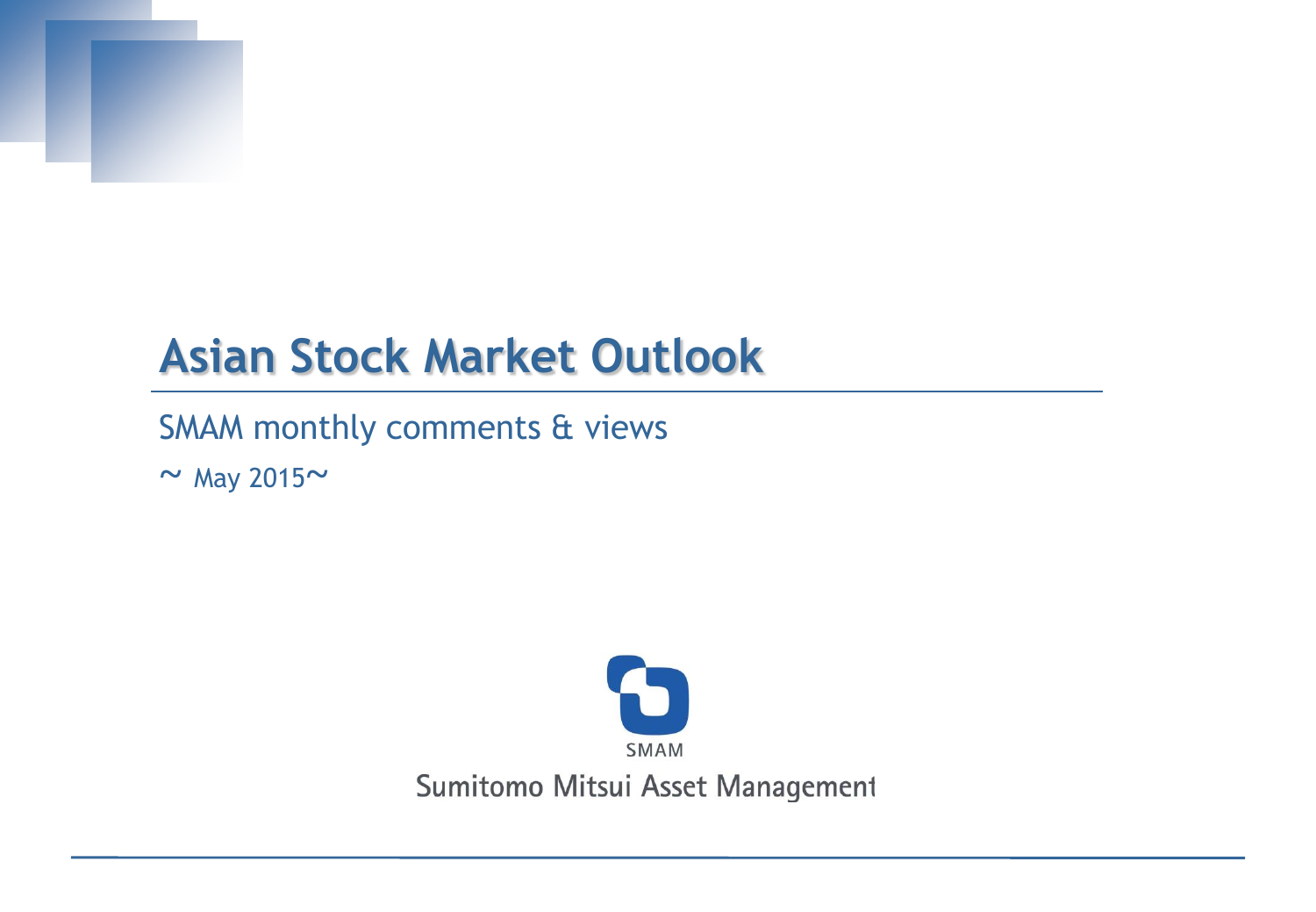# Asian Stock Market Outlook

SMAM monthly comments & views

~ May 2015~

SMAM

Sumitomo Mitsui Asset Management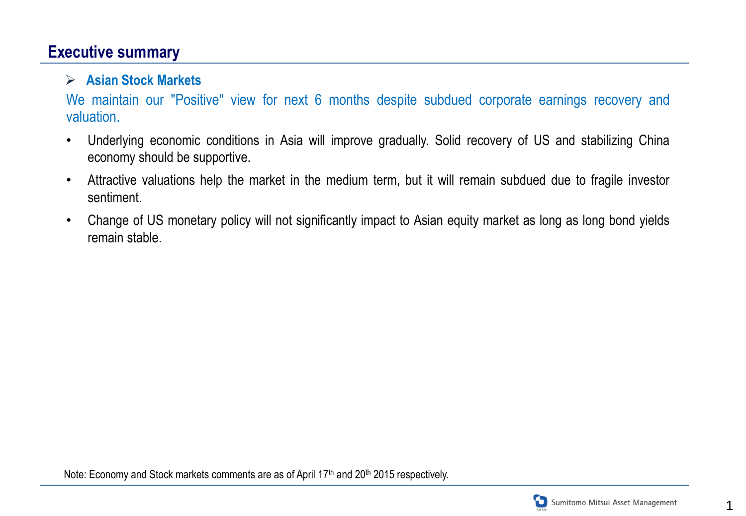## Executive summary

### Asian Stock Markets

We maintain our "Positive" view for next 6 months despite subdued corporate earnings recovery and valuation.

- Underlying economic conditions in Asia will improve gradually. Solid recovery of US and stabilizing China economy should be supportive.
- Attractive valuations help the market in the medium term, but it will remain subdued due to fragile investor sentiment.
- Change of US monetary policy will not significantly impact to Asian equity market as long as long bond yields remain stable.

Note: Economy and Stock markets comments are as of April 17th and 20th 2015 respectively.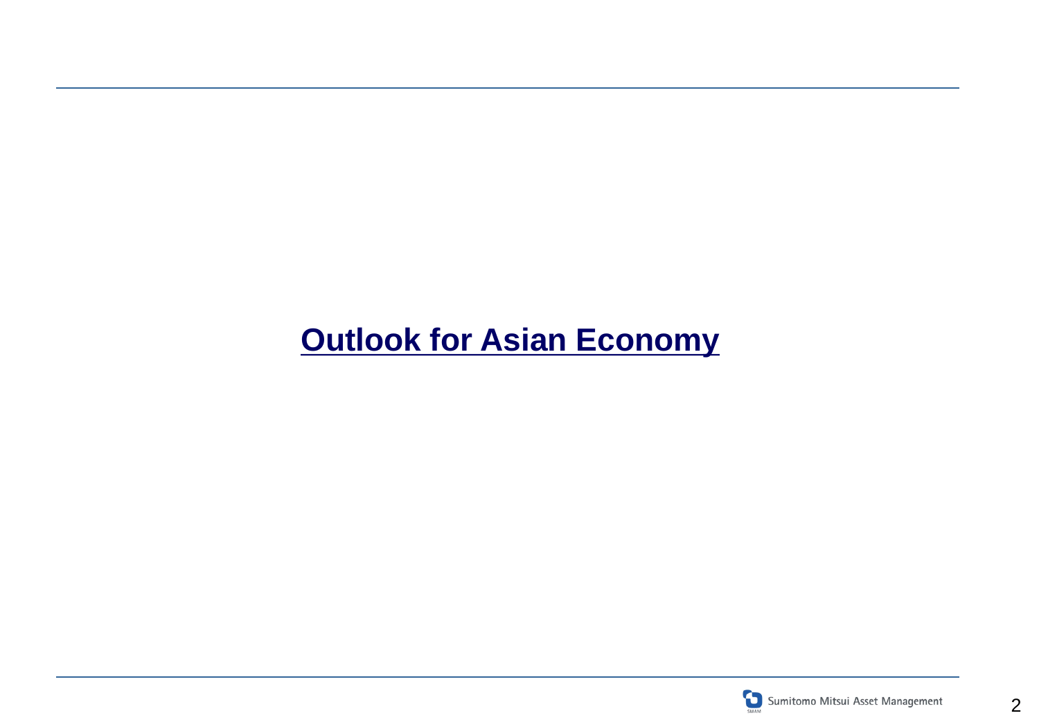# Outlook for Asian Economy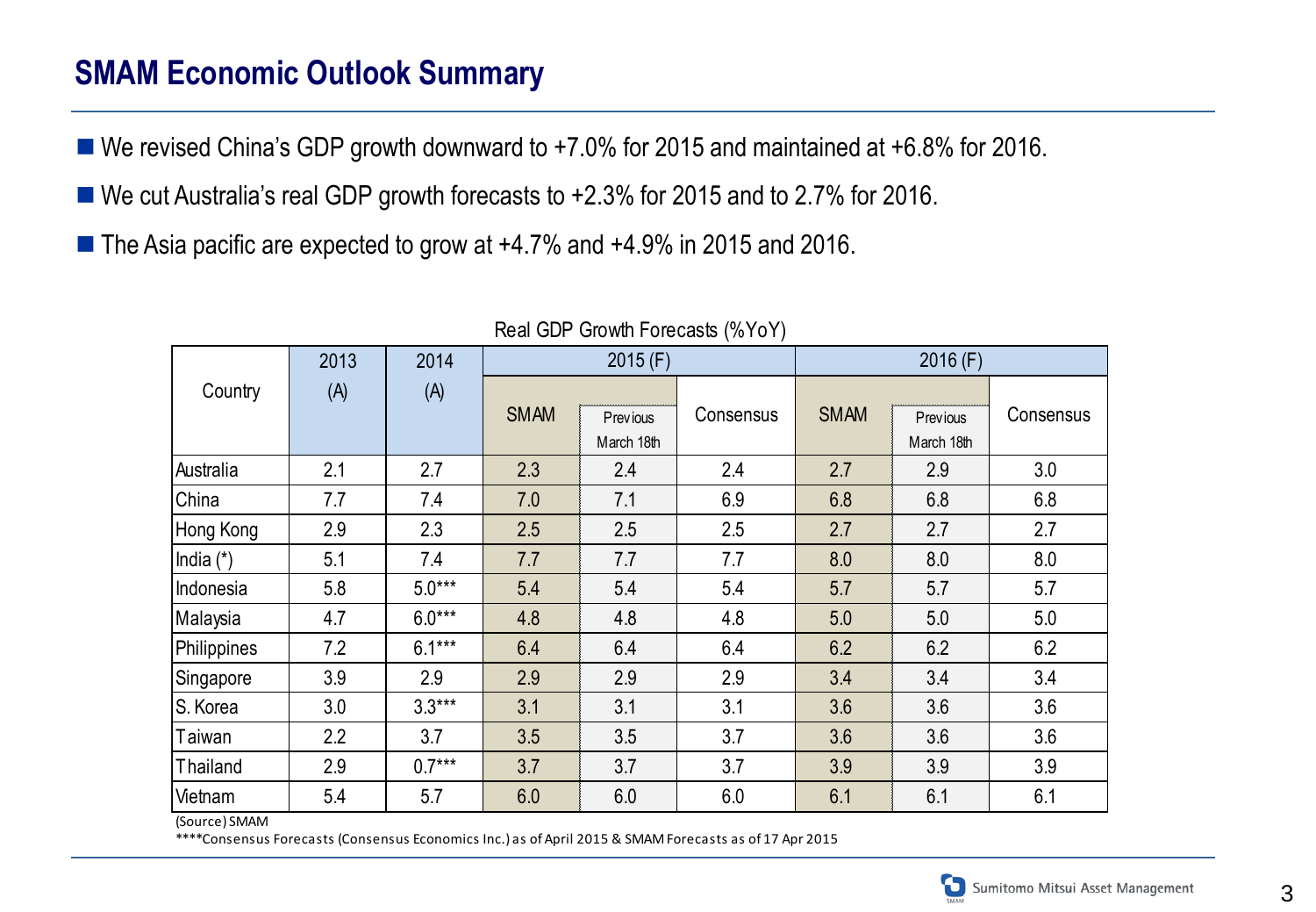# SMAM Economic Outlook Summary

- We revised China's GDP growth downward to +7.0% for 2015 and maintained at +6.8% for 2016.
- We cut Australia's real GDP growth forecasts to +2.3% for 2015 and to 2.7% for 2016.
- The Asia pacific are expected to grow at +4.7% and +4.9% in 2015 and 2016.

Real GDP Growth Forecasts (%YoY)

| Country | 2013 (A) | 2014 (A) | 2015 (F) | | | 2016 (F) | | |
|---|---|---|---|---|---|---|---|---|
| | | | SMAM | Previous March 18th | Consensus | SMAM | Previous March 18th | Consensus |
| Australia | 2.1 | 2.7 | 2.3 | 2.4 | 2.4 | 2.7 | 2.9 | 3.0 |
| China | 7.7 | 7.4 | 7.0 | 7.1 | 6.9 | 6.8 | 6.8 | 6.8 |
| Hong Kong | 2.9 | 2.3 | 2.5 | 2.5 | 2.5 | 2.7 | 2.7 | 2.7 |
| India (*) | 5.1 | 7.4 | 7.7 | 7.7 | 7.7 | 8.0 | 8.0 | 8.0 |
| Indonesia | 5.8 | 5.0*** | 5.4 | 5.4 | 5.4 | 5.7 | 5.7 | 5.7 |
| Malaysia | 4.7 | 6.0*** | 4.8 | 4.8 | 4.8 | 5.0 | 5.0 | 5.0 |
| Philippines | 7.2 | 6.1*** | 6.4 | 6.4 | 6.4 | 6.2 | 6.2 | 6.2 |
| Singapore | 3.9 | 2.9 | 2.9 | 2.9 | 2.9 | 3.4 | 3.4 | 3.4 |
| S. Korea | 3.0 | 3.3*** | 3.1 | 3.1 | 3.1 | 3.6 | 3.6 | 3.6 |
| Taiwan | 2.2 | 3.7 | 3.5 | 3.5 | 3.7 | 3.6 | 3.6 | 3.6 |
| Thailand | 2.9 | 0.7*** | 3.7 | 3.7 | 3.7 | 3.9 | 3.9 | 3.9 |
| Vietnam | 5.4 | 5.7 | 6.0 | 6.0 | 6.0 | 6.1 | 6.1 | 6.1 |

(Source) SMAM

****Consensus Forecasts (Consensus Economics Inc.) as of April 2015 & SMAM Forecasts as of 17 Apr 2015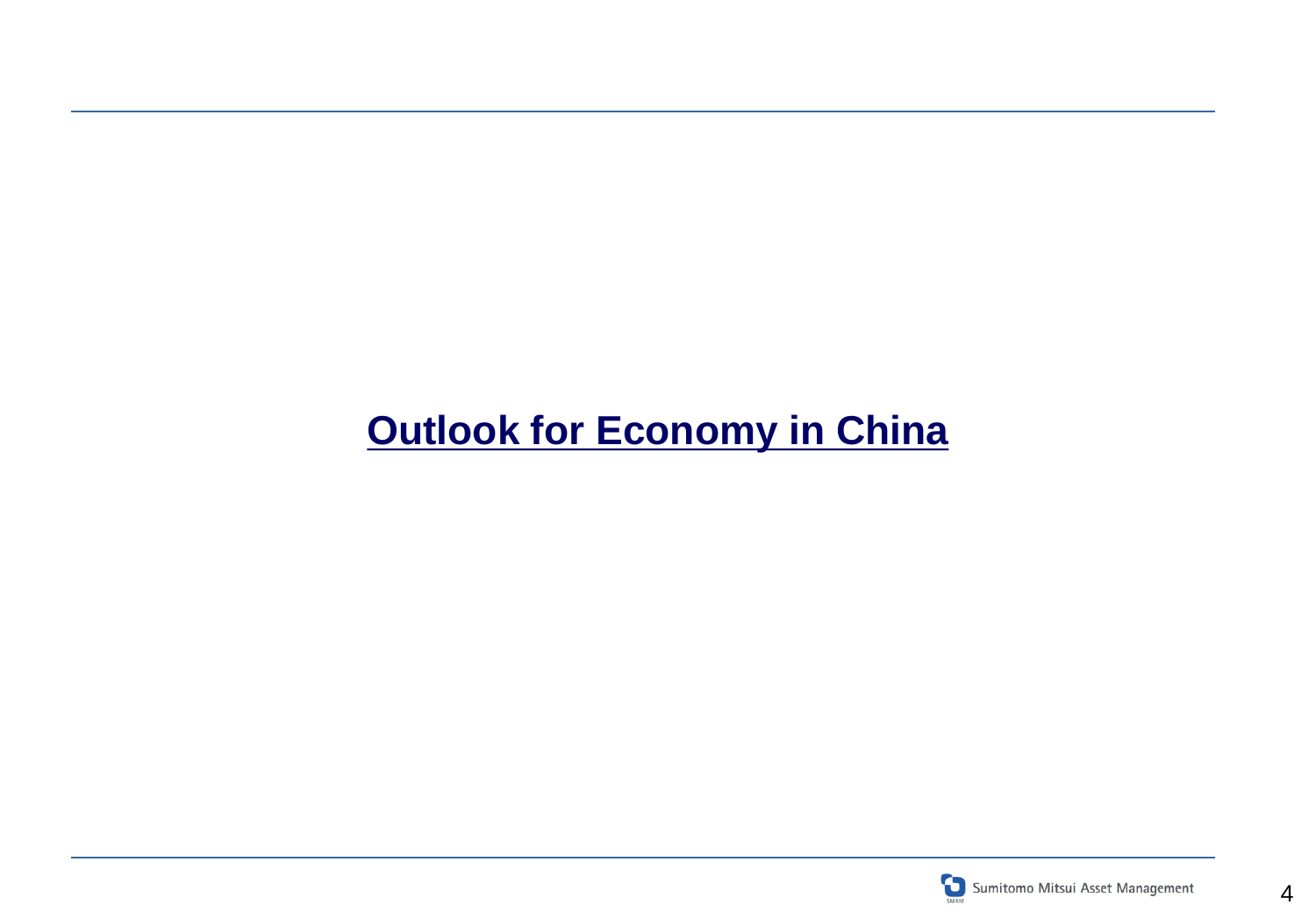# Outlook for Economy in China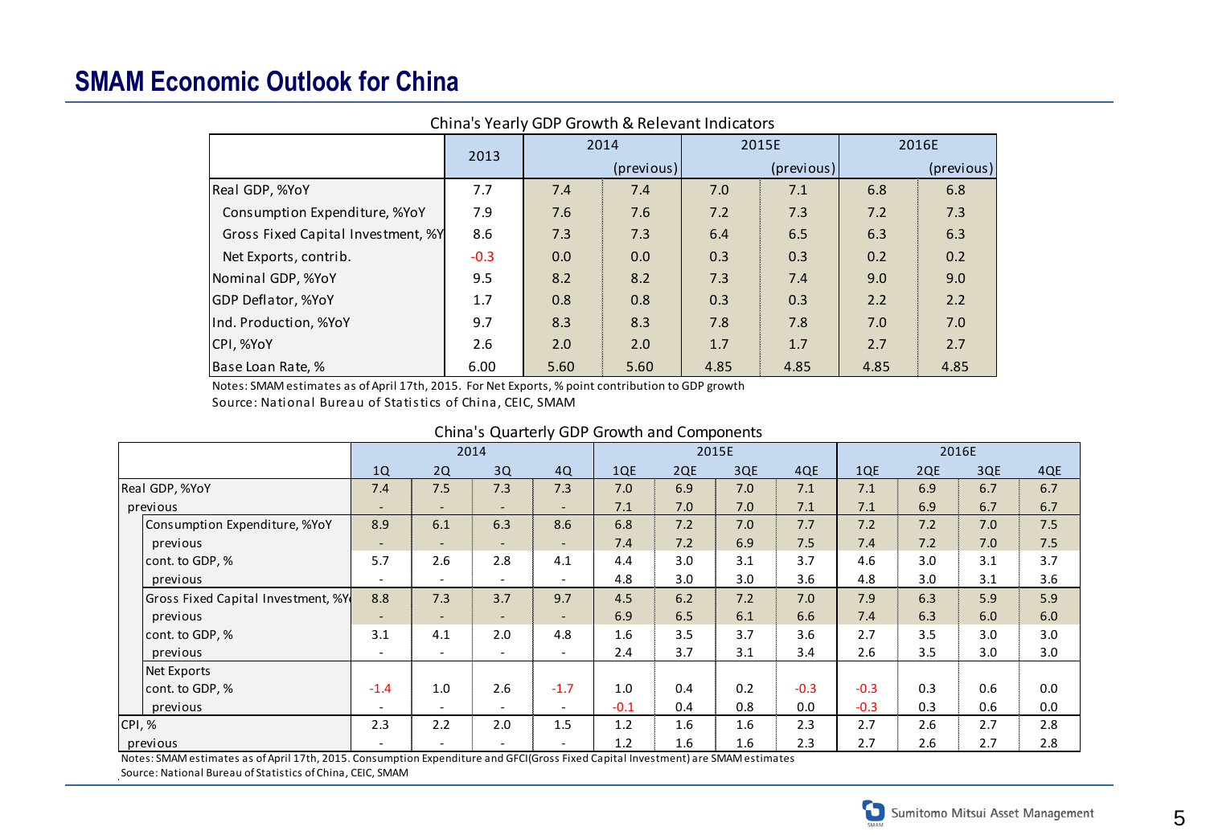# SMAM Economic Outlook for China

China's Yearly GDP Growth & Relevant Indicators

| | 2013 | 2014 | 2014 (previous) | 2015E | 2015E (previous) | 2016E | 2016E (previous) |
|---|---|---|---|---|---|---|---|
| Real GDP, %YoY | 7.7 | 7.4 | 7.4 | 7.0 | 7.1 | 6.8 | 6.8 |
| Consumption Expenditure, %YoY | 7.9 | 7.6 | 7.6 | 7.2 | 7.3 | 7.2 | 7.3 |
| Gross Fixed Capital Investment, %Y | 8.6 | 7.3 | 7.3 | 6.4 | 6.5 | 6.3 | 6.3 |
| Net Exports, contrib. | -0.3 | 0.0 | 0.0 | 0.3 | 0.3 | 0.2 | 0.2 |
| Nominal GDP, %YoY | 9.5 | 8.2 | 8.2 | 7.3 | 7.4 | 9.0 | 9.0 |
| GDP Deflator, %YoY | 1.7 | 0.8 | 0.8 | 0.3 | 0.3 | 2.2 | 2.2 |
| Ind. Production, %YoY | 9.7 | 8.3 | 8.3 | 7.8 | 7.8 | 7.0 | 7.0 |
| CPI, %YoY | 2.6 | 2.0 | 2.0 | 1.7 | 1.7 | 2.7 | 2.7 |
| Base Loan Rate, % | 6.00 | 5.60 | 5.60 | 4.85 | 4.85 | 4.85 | 4.85 |

Notes: SMAM estimates as of April 17th, 2015. For Net Exports, % point contribution to GDP growth

Source: National Bureau of Statistics of China, CEIC, SMAM

China's Quarterly GDP Growth and Components

| | 2014 | | | | 2015E | | | | 2016E | | | |
|---|---|---|---|---|---|---|---|---|---|---|---|---|
| | 1Q | 2Q | 3Q | 4Q | 1QE | 2QE | 3QE | 4QE | 1QE | 2QE | 3QE | 4QE |
| Real GDP, %YoY | 7.4 | 7.5 | 7.3 | 7.3 | 7.0 | 6.9 | 7.0 | 7.1 | 7.1 | 6.9 | 6.7 | 6.7 |
| previous | - | - | - | - | 7.1 | 7.0 | 7.0 | 7.1 | 7.1 | 6.9 | 6.7 | 6.7 |
| Consumption Expenditure, %YoY | 8.9 | 6.1 | 6.3 | 8.6 | 6.8 | 7.2 | 7.0 | 7.7 | 7.2 | 7.2 | 7.0 | 7.5 |
| previous | - | - | - | - | 7.4 | 7.2 | 6.9 | 7.5 | 7.4 | 7.2 | 7.0 | 7.5 |
| cont. to GDP, % | 5.7 | 2.6 | 2.8 | 4.1 | 4.4 | 3.0 | 3.1 | 3.7 | 4.6 | 3.0 | 3.1 | 3.7 |
| previous | - | - | - | - | 4.8 | 3.0 | 3.0 | 3.6 | 4.8 | 3.0 | 3.1 | 3.6 |
| Gross Fixed Capital Investment, %Y | 8.8 | 7.3 | 3.7 | 9.7 | 4.5 | 6.2 | 7.2 | 7.0 | 7.9 | 6.3 | 5.9 | 5.9 |
| previous | - | - | - | - | 6.9 | 6.5 | 6.1 | 6.6 | 7.4 | 6.3 | 6.0 | 6.0 |
| cont. to GDP, % | 3.1 | 4.1 | 2.0 | 4.8 | 1.6 | 3.5 | 3.7 | 3.6 | 2.7 | 3.5 | 3.0 | 3.0 |
| previous | - | - | - | - | 2.4 | 3.7 | 3.1 | 3.4 | 2.6 | 3.5 | 3.0 | 3.0 |
| Net Exports | | | | | | | | | | | | |
| cont. to GDP, % | -1.4 | 1.0 | 2.6 | -1.7 | 1.0 | 0.4 | 0.2 | -0.3 | -0.3 | 0.3 | 0.6 | 0.0 |
| previous | - | - | - | - | -0.1 | 0.4 | 0.8 | 0.0 | -0.3 | 0.3 | 0.6 | 0.0 |
| CPI, % | 2.3 | 2.2 | 2.0 | 1.5 | 1.2 | 1.6 | 1.6 | 2.3 | 2.7 | 2.6 | 2.7 | 2.8 |
| previous | - | - | - | - | 1.2 | 1.6 | 1.6 | 2.3 | 2.7 | 2.6 | 2.7 | 2.8 |

Notes: SMAM estimates as of April 17th, 2015. Consumption Expenditure and GFCI(Gross Fixed Capital Investment) are SMAM estimates

Source: National Bureau of Statistics of China, CEIC, SMAM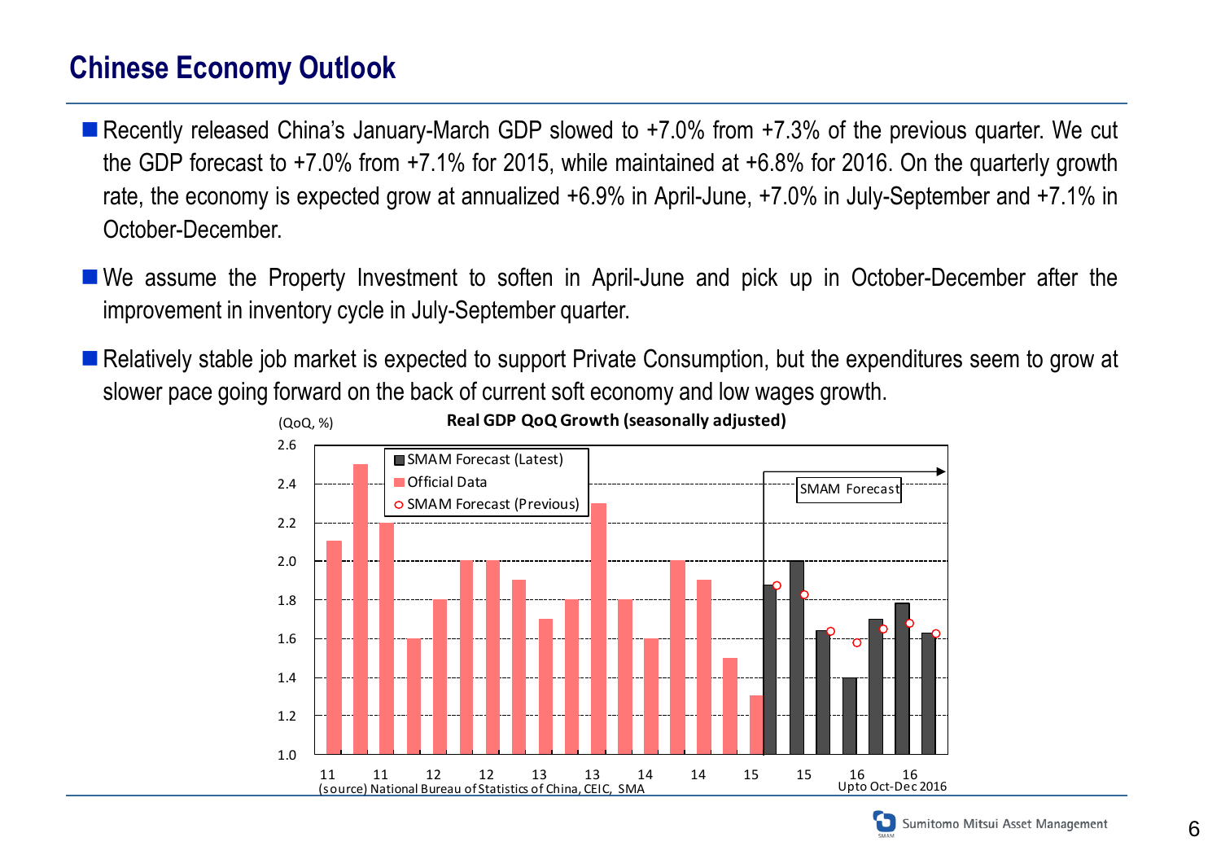## Chinese Economy Outlook

- Recently released China's January-March GDP slowed to +7.0% from +7.3% of the previous quarter. We cut the GDP forecast to +7.0% from +7.1% for 2015, while maintained at +6.8% for 2016. On the quarterly growth rate, the economy is expected grow at annualized +6.9% in April-June, +7.0% in July-September and +7.1% in October-December.
- We assume the Property Investment to soften in April-June and pick up in October-December after the improvement in inventory cycle in July-September quarter.
- Relatively stable job market is expected to support Private Consumption, but the expenditures seem to grow at slower pace going forward on the back of current soft economy and low wages growth.

**Real GDP QoQ Growth (seasonally adjusted)**

(QoQ, %)

Legend: SMAM Forecast (Latest); Official Data; SMAM Forecast (Previous)

SMAM Forecast

Upto Oct-Dec 2016

(source) National Bureau of Statistics of China, CEIC, SMA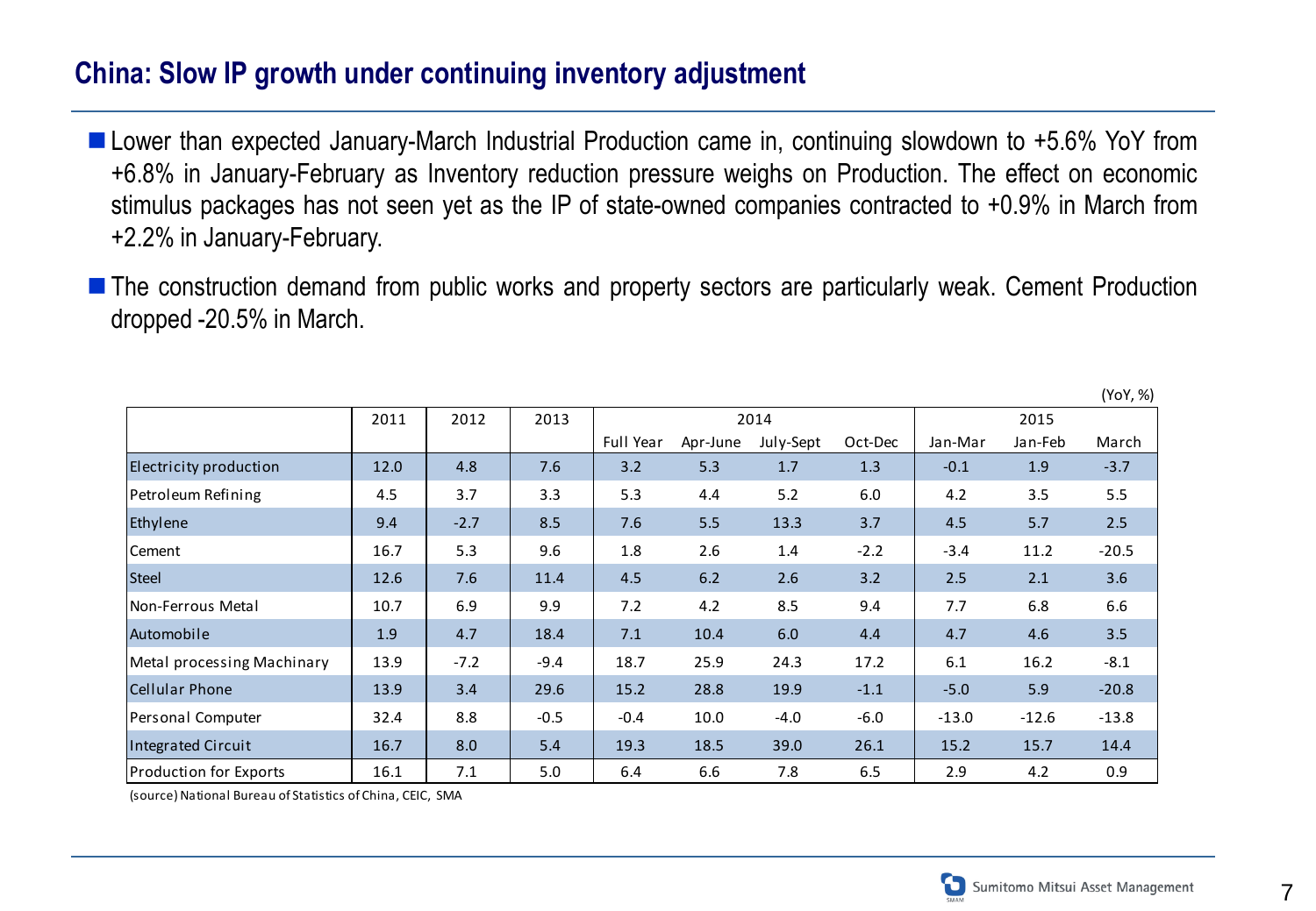# China: Slow IP growth under continuing inventory adjustment

- Lower than expected January-March Industrial Production came in, continuing slowdown to +5.6% YoY from +6.8% in January-February as Inventory reduction pressure weighs on Production. The effect on economic stimulus packages has not seen yet as the IP of state-owned companies contracted to +0.9% in March from +2.2% in January-February.
- The construction demand from public works and property sectors are particularly weak. Cement Production dropped -20.5% in March.

(YoY, %)

| | 2011 | 2012 | 2013 | 2014 | | | | 2015 | | |
|---|---|---|---|---|---|---|---|---|---|---|
| | | | | Full Year | Apr-June | July-Sept | Oct-Dec | Jan-Mar | Jan-Feb | March |
| Electricity production | 12.0 | 4.8 | 7.6 | 3.2 | 5.3 | 1.7 | 1.3 | -0.1 | 1.9 | -3.7 |
| Petroleum Refining | 4.5 | 3.7 | 3.3 | 5.3 | 4.4 | 5.2 | 6.0 | 4.2 | 3.5 | 5.5 |
| Ethylene | 9.4 | -2.7 | 8.5 | 7.6 | 5.5 | 13.3 | 3.7 | 4.5 | 5.7 | 2.5 |
| Cement | 16.7 | 5.3 | 9.6 | 1.8 | 2.6 | 1.4 | -2.2 | -3.4 | 11.2 | -20.5 |
| Steel | 12.6 | 7.6 | 11.4 | 4.5 | 6.2 | 2.6 | 3.2 | 2.5 | 2.1 | 3.6 |
| Non-Ferrous Metal | 10.7 | 6.9 | 9.9 | 7.2 | 4.2 | 8.5 | 9.4 | 7.7 | 6.8 | 6.6 |
| Automobile | 1.9 | 4.7 | 18.4 | 7.1 | 10.4 | 6.0 | 4.4 | 4.7 | 4.6 | 3.5 |
| Metal processing Machinary | 13.9 | -7.2 | -9.4 | 18.7 | 25.9 | 24.3 | 17.2 | 6.1 | 16.2 | -8.1 |
| Cellular Phone | 13.9 | 3.4 | 29.6 | 15.2 | 28.8 | 19.9 | -1.1 | -5.0 | 5.9 | -20.8 |
| Personal Computer | 32.4 | 8.8 | -0.5 | -0.4 | 10.0 | -4.0 | -6.0 | -13.0 | -12.6 | -13.8 |
| Integrated Circuit | 16.7 | 8.0 | 5.4 | 19.3 | 18.5 | 39.0 | 26.1 | 15.2 | 15.7 | 14.4 |
| Production for Exports | 16.1 | 7.1 | 5.0 | 6.4 | 6.6 | 7.8 | 6.5 | 2.9 | 4.2 | 0.9 |

(source) National Bureau of Statistics of China, CEIC, SMA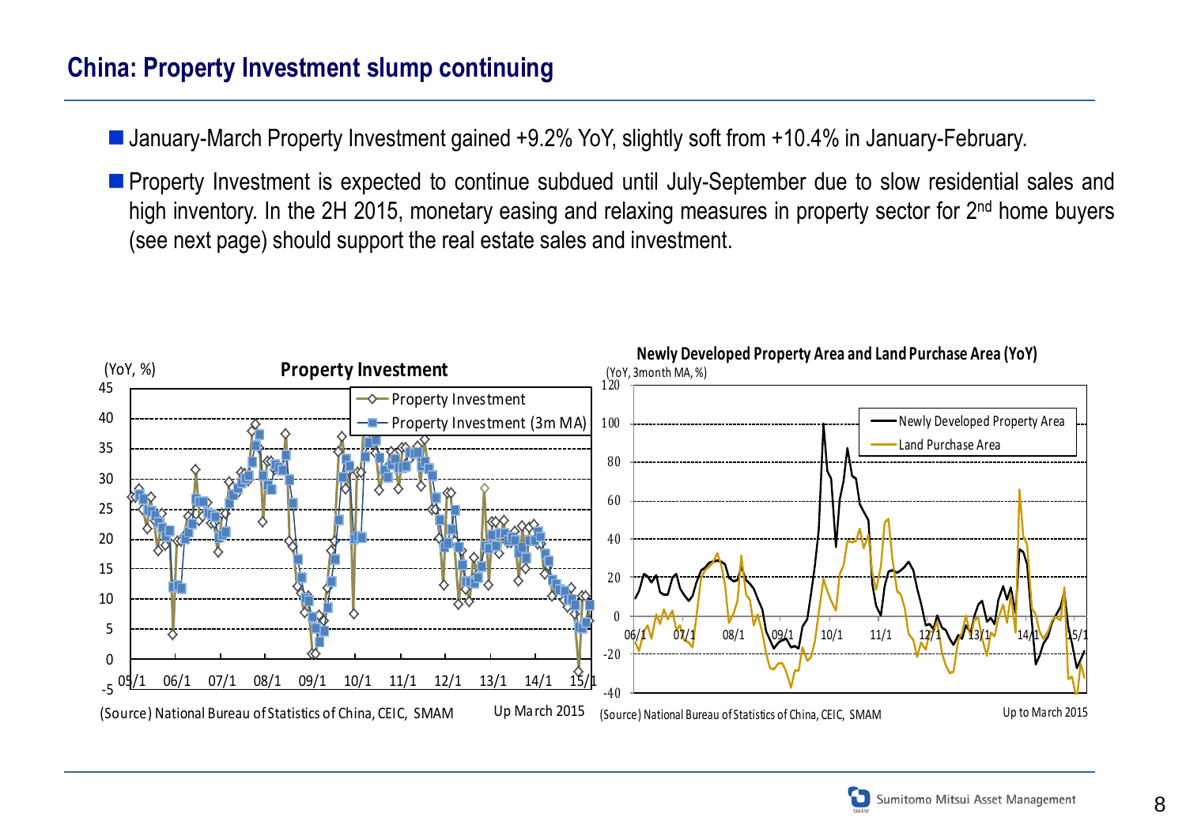## China: Property Investment slump continuing

- January-March Property Investment gained +9.2% YoY, slightly soft from +10.4% in January-February.
- Property Investment is expected to continue subdued until July-September due to slow residential sales and high inventory. In the 2H 2015, monetary easing and relaxing measures in property sector for 2nd home buyers (see next page) should support the real estate sales and investment.

**Property Investment**

(YoY, %)

Legend: Property Investment; Property Investment (3m MA)

(Source) National Bureau of Statistics of China, CEIC, SMAM

Up March 2015

**Newly Developed Property Area and Land Purchase Area (YoY)**

(YoY, 3month MA, %)

Legend: Newly Developed Property Area; Land Purchase Area

(Source) National Bureau of Statistics of China, CEIC, SMAM

Up to March 2015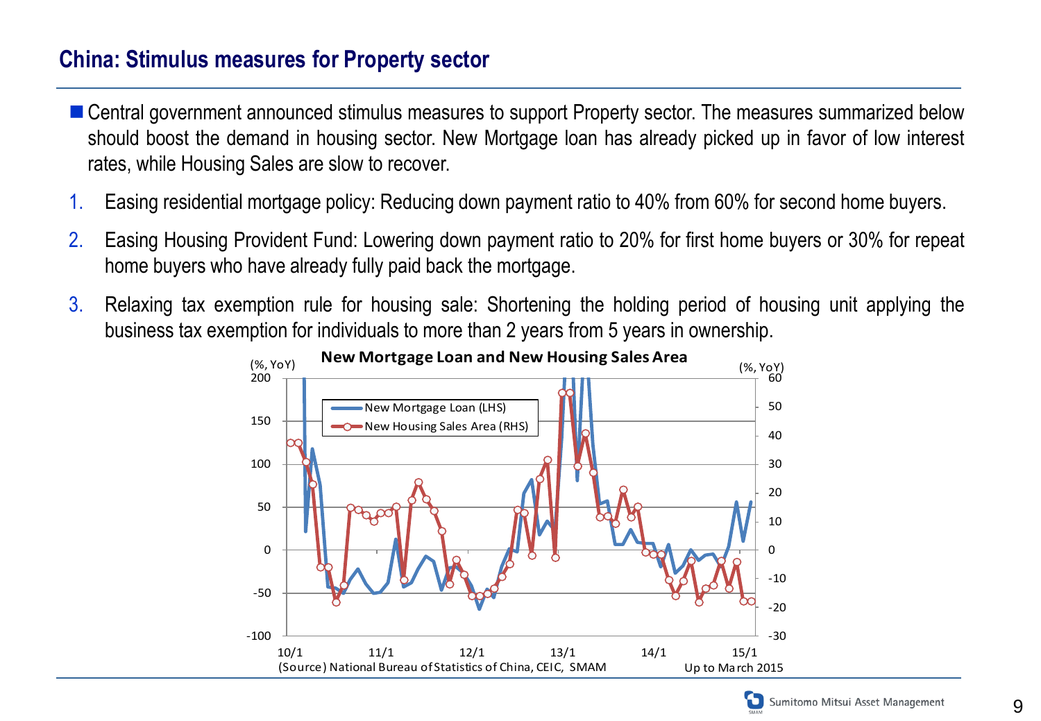## China: Stimulus measures for Property sector

- Central government announced stimulus measures to support Property sector. The measures summarized below should boost the demand in housing sector. New Mortgage loan has already picked up in favor of low interest rates, while Housing Sales are slow to recover.

1. Easing residential mortgage policy: Reducing down payment ratio to 40% from 60% for second home buyers.
2. Easing Housing Provident Fund: Lowering down payment ratio to 20% for first home buyers or 30% for repeat home buyers who have already fully paid back the mortgage.
3. Relaxing tax exemption rule for housing sale: Shortening the holding period of housing unit applying the business tax exemption for individuals to more than 2 years from 5 years in ownership.

**New Mortgage Loan and New Housing Sales Area**

(Source) National Bureau of Statistics of China, CEIC, SMAM

Up to March 2015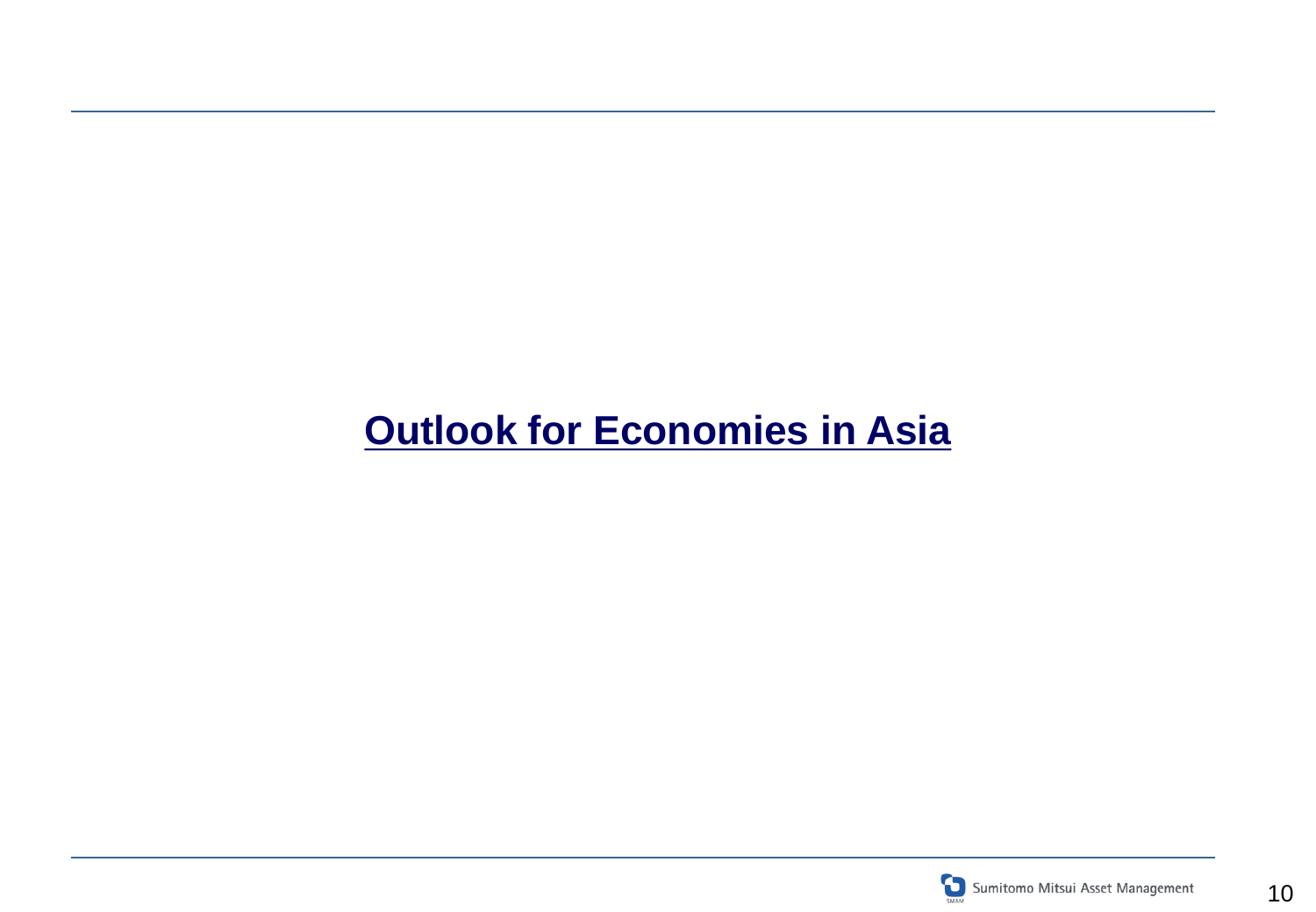# Outlook for Economies in Asia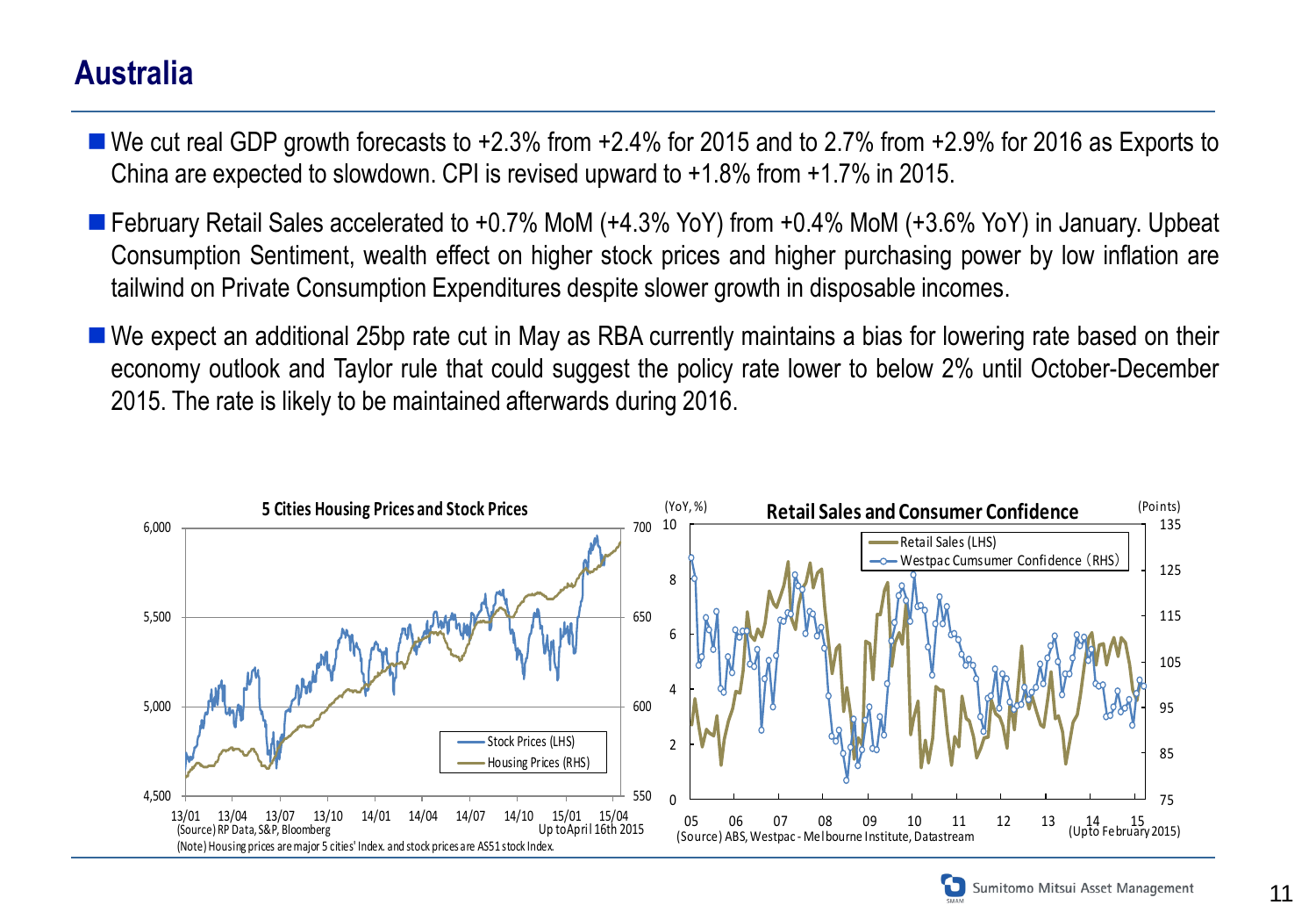# Australia

- We cut real GDP growth forecasts to +2.3% from +2.4% for 2015 and to 2.7% from +2.9% for 2016 as Exports to China are expected to slowdown. CPI is revised upward to +1.8% from +1.7% in 2015.
- February Retail Sales accelerated to +0.7% MoM (+4.3% YoY) from +0.4% MoM (+3.6% YoY) in January. Upbeat Consumption Sentiment, wealth effect on higher stock prices and higher purchasing power by low inflation are tailwind on Private Consumption Expenditures despite slower growth in disposable incomes.
- We expect an additional 25bp rate cut in May as RBA currently maintains a bias for lowering rate based on their economy outlook and Taylor rule that could suggest the policy rate lower to below 2% until October-December 2015. The rate is likely to be maintained afterwards during 2016.

**5 Cities Housing Prices and Stock Prices**

(Source) RP Data, S&P, Bloomberg — Up to April 16th 2015

(Note) Housing prices are major 5 cities' Index. and stock prices are AS51 stock Index.

**Retail Sales and Consumer Confidence**

(Source) ABS, Westpac - Melbourne Institute, Datastream — (Up to February 2015)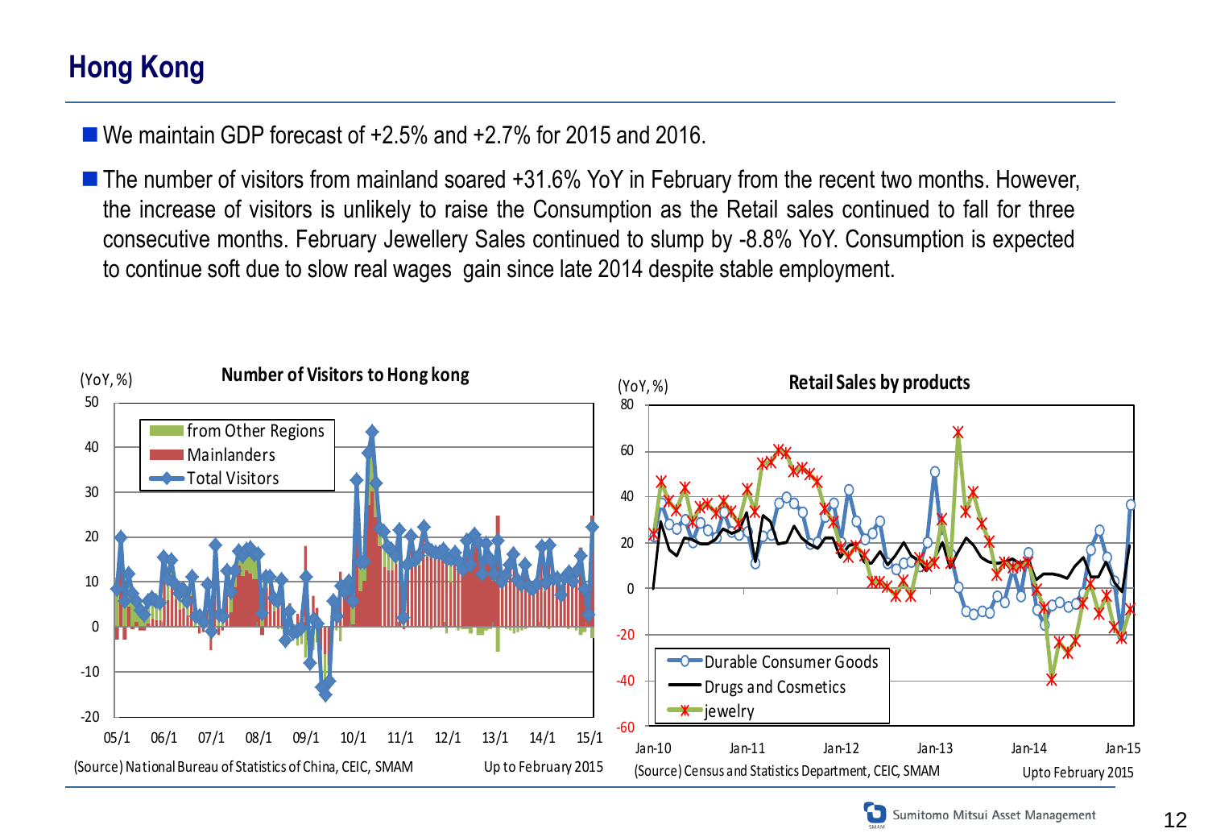# Hong Kong

- We maintain GDP forecast of +2.5% and +2.7% for 2015 and 2016.
- The number of visitors from mainland soared +31.6% YoY in February from the recent two months. However, the increase of visitors is unlikely to raise the Consumption as the Retail sales continued to fall for three consecutive months. February Jewellery Sales continued to slump by -8.8% YoY. Consumption is expected to continue soft due to slow real wages gain since late 2014 despite stable employment.

**Number of Visitors to Hong kong**

(YoY, %)

Legend: from Other Regions, Mainlanders, Total Visitors

(Source) National Bureau of Statistics of China, CEIC, SMAM — Up to February 2015

**Retail Sales by products**

(YoY, %)

Legend: Durable Consumer Goods, Drugs and Cosmetics, jewelry

(Source) Census and Statistics Department, CEIC, SMAM — Upto February 2015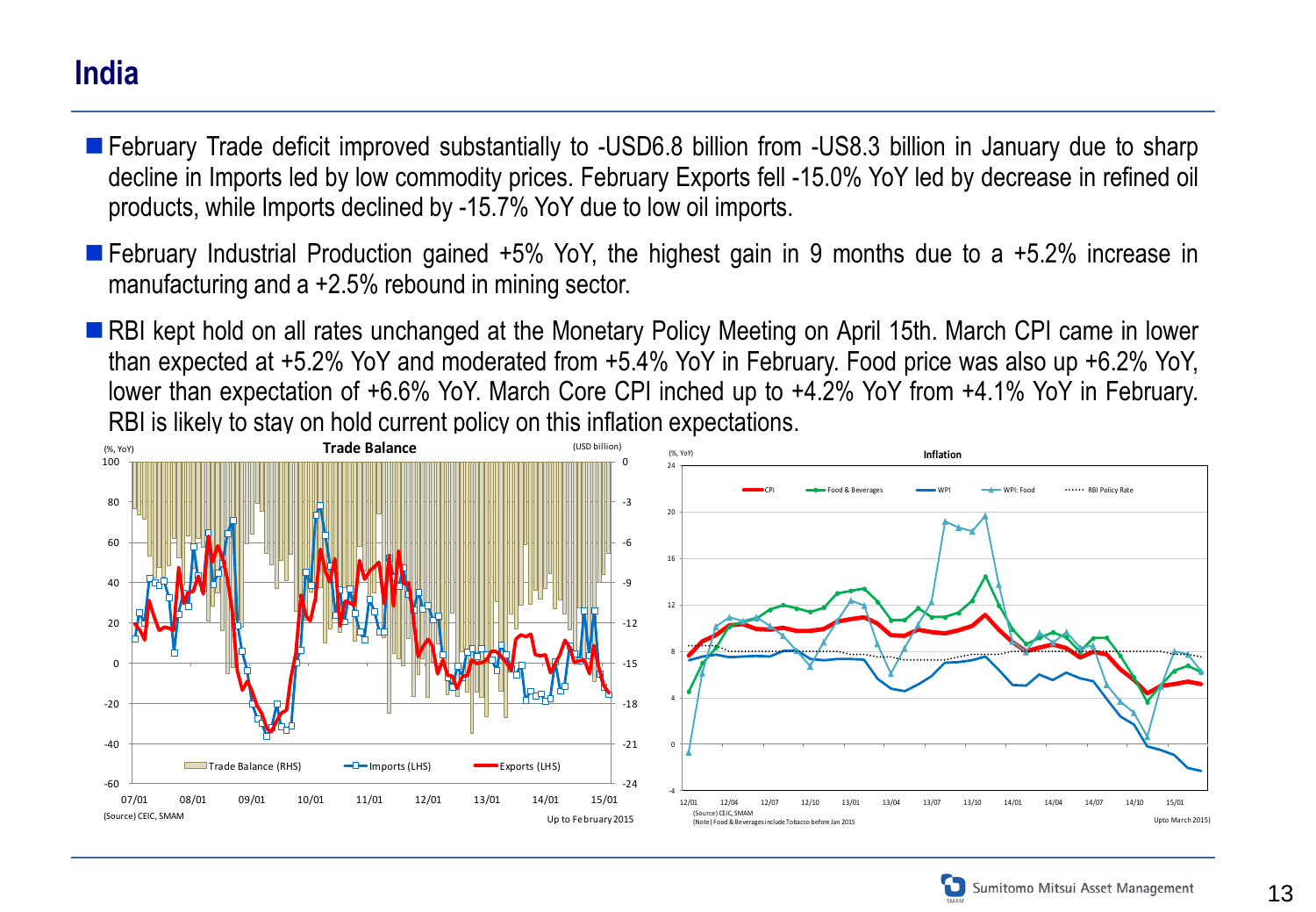# India

- February Trade deficit improved substantially to -USD6.8 billion from -US8.3 billion in January due to sharp decline in Imports led by low commodity prices. February Exports fell -15.0% YoY led by decrease in refined oil products, while Imports declined by -15.7% YoY due to low oil imports.
- February Industrial Production gained +5% YoY, the highest gain in 9 months due to a +5.2% increase in manufacturing and a +2.5% rebound in mining sector.
- RBI kept hold on all rates unchanged at the Monetary Policy Meeting on April 15th. March CPI came in lower than expected at +5.2% YoY and moderated from +5.4% YoY in February. Food price was also up +6.2% YoY, lower than expectation of +6.6% YoY. March Core CPI inched up to +4.2% YoY from +4.1% YoY in February. RBI is likely to stay on hold current policy on this inflation expectations.

**Trade Balance**

(%, YoY) (USD billion)

Trade Balance (RHS) — Imports (LHS) — Exports (LHS)

07/01 08/01 09/01 10/01 11/01 12/01 13/01 14/01 15/01

(Source) CEIC, SMAM

Up to February 2015

**Inflation**

(%, YoY)

CPI — Food & Beverages — WPI — WPI: Food — RBI Policy Rate

12/01 12/04 12/07 12/10 13/01 13/04 13/07 13/10 14/01 14/04 14/07 14/10 15/01

(Source) CEIC, SMAM
(Note) Food & Beverages include Tobacco before Jan 2015

Upto March 2015)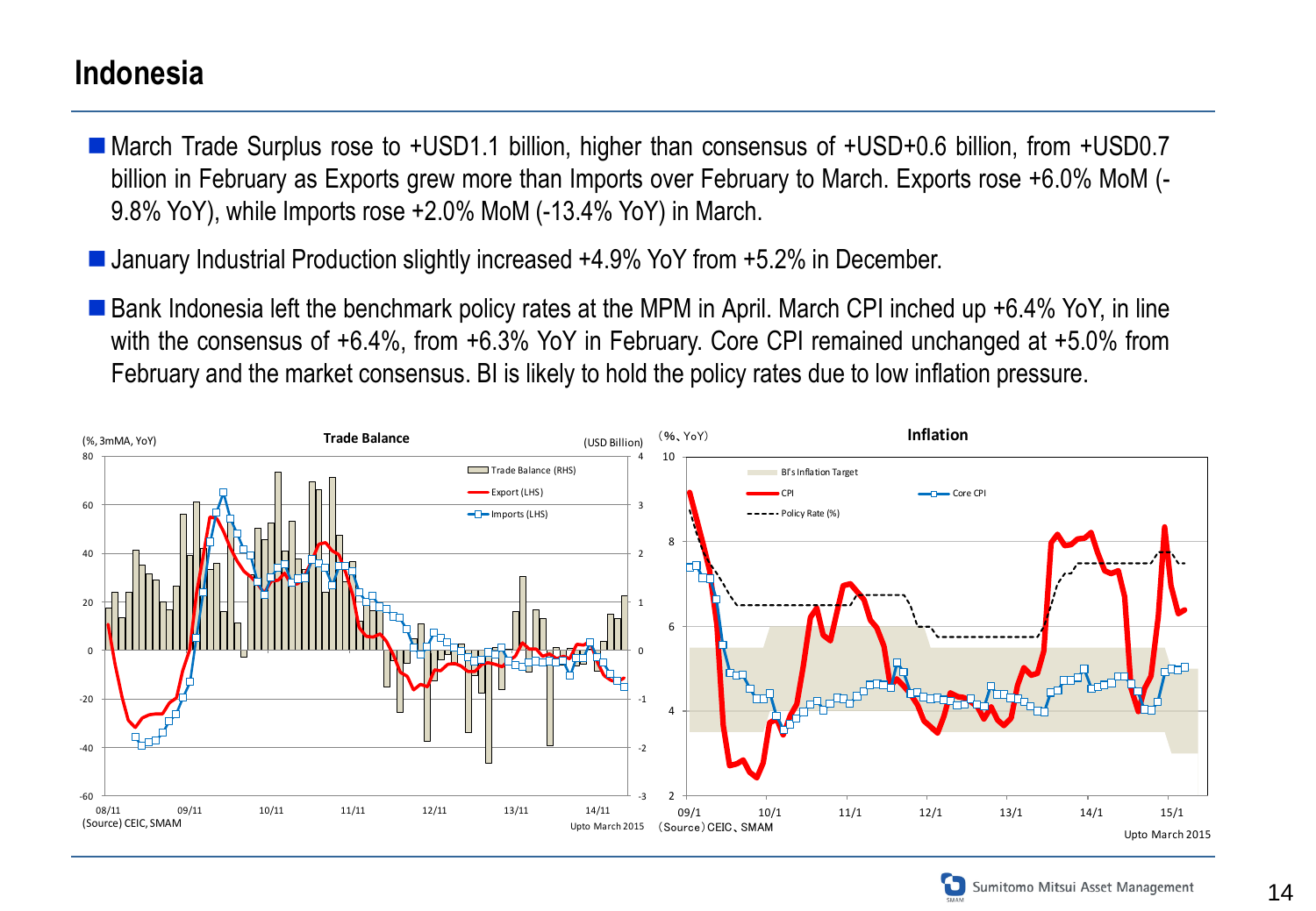# Indonesia

- March Trade Surplus rose to +USD1.1 billion, higher than consensus of +USD+0.6 billion, from +USD0.7 billion in February as Exports grew more than Imports over February to March. Exports rose +6.0% MoM (-9.8% YoY), while Imports rose +2.0% MoM (-13.4% YoY) in March.
- January Industrial Production slightly increased +4.9% YoY from +5.2% in December.
- Bank Indonesia left the benchmark policy rates at the MPM in April. March CPI inched up +6.4% YoY, in line with the consensus of +6.4%, from +6.3% YoY in February. Core CPI remained unchanged at +5.0% from February and the market consensus. BI is likely to hold the policy rates due to low inflation pressure.

**Trade Balance**

(%, 3mMA, YoY) (USD Billion)

Trade Balance (RHS)
Export (LHS)
Imports (LHS)

(Source) CEIC, SMAM
Upto March 2015

**Inflation**

（%、YoY）

BI's Inflation Target
CPI
Core CPI
Policy Rate (%)

（Source）CEIC、SMAM
Upto March 2015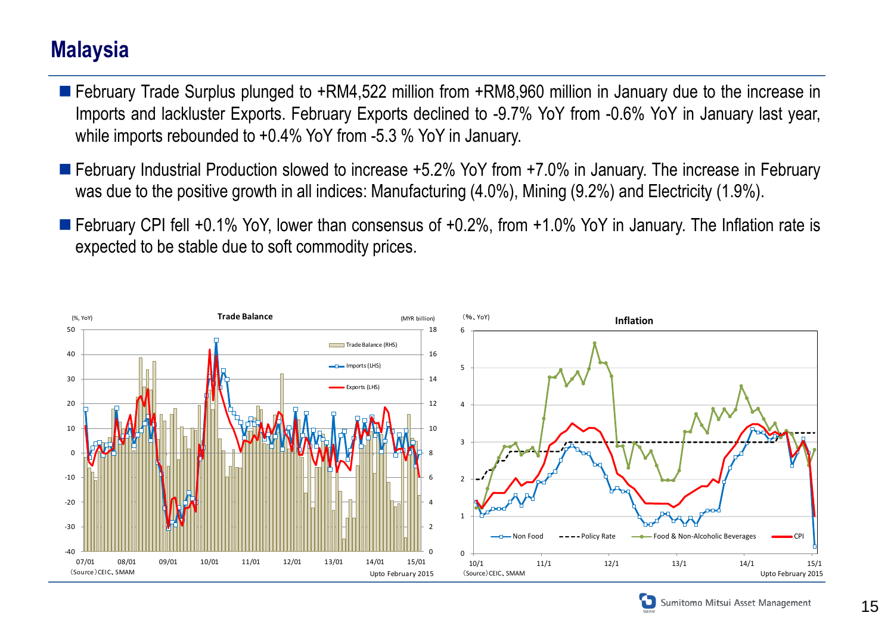# Malaysia

- February Trade Surplus plunged to +RM4,522 million from +RM8,960 million in January due to the increase in Imports and lackluster Exports. February Exports declined to -9.7% YoY from -0.6% YoY in January last year, while imports rebounded to +0.4% YoY from -5.3 % YoY in January.
- February Industrial Production slowed to increase +5.2% YoY from +7.0% in January. The increase in February was due to the positive growth in all indices: Manufacturing (4.0%), Mining (9.2%) and Electricity (1.9%).
- February CPI fell +0.1% YoY, lower than consensus of +0.2%, from +1.0% YoY in January. The Inflation rate is expected to be stable due to soft commodity prices.

**Trade Balance**

(%, YoY) (MYR billion)

Legend: Trade Balance (RHS), Imports (LHS), Exports (LHS)

(Source) CEIC、SMAM — Upto February 2015

**Inflation**

(%、YoY)

Legend: Non Food, Policy Rate, Food & Non-Alcoholic Beverages, CPI

(Source) CEIC、SMAM — Upto February 2015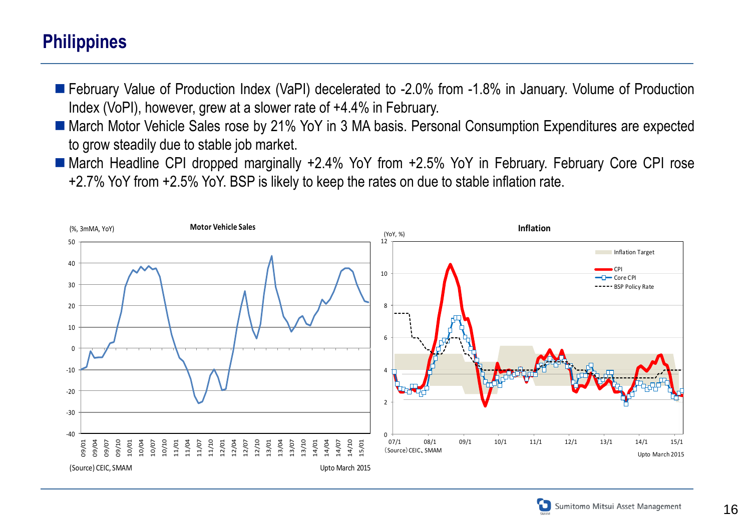# Philippines

- February Value of Production Index (VaPI) decelerated to -2.0% from -1.8% in January. Volume of Production Index (VoPI), however, grew at a slower rate of +4.4% in February.
- March Motor Vehicle Sales rose by 21% YoY in 3 MA basis. Personal Consumption Expenditures are expected to grow steadily due to stable job market.
- March Headline CPI dropped marginally +2.4% YoY from +2.5% YoY in February. February Core CPI rose +2.7% YoY from +2.5% YoY. BSP is likely to keep the rates on due to stable inflation rate.

**Motor Vehicle Sales**

(%, 3mMA, YoY)

(Source) CEIC, SMAM

Upto March 2015

**Inflation**

(YoY, %)

Inflation Target
CPI
Core CPI
BSP Policy Rate

(Source) CEIC、SMAM

Upto March 2015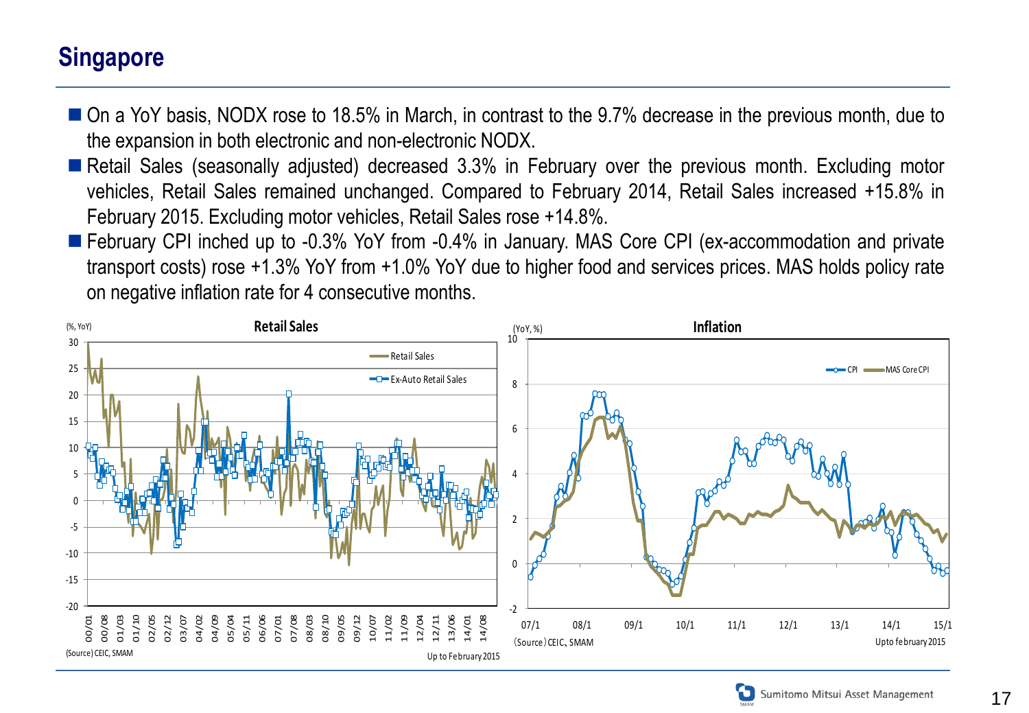## Singapore

- On a YoY basis, NODX rose to 18.5% in March, in contrast to the 9.7% decrease in the previous month, due to the expansion in both electronic and non-electronic NODX.
- Retail Sales (seasonally adjusted) decreased 3.3% in February over the previous month. Excluding motor vehicles, Retail Sales remained unchanged. Compared to February 2014, Retail Sales increased +15.8% in February 2015. Excluding motor vehicles, Retail Sales rose +14.8%.
- February CPI inched up to -0.3% YoY from -0.4% in January. MAS Core CPI (ex-accommodation and private transport costs) rose +1.3% YoY from +1.0% YoY due to higher food and services prices. MAS holds policy rate on negative inflation rate for 4 consecutive months.

**Retail Sales**

(%, YoY)

Retail Sales / Ex-Auto Retail Sales

(Source) CEIC, SMAM

Up to February 2015

**Inflation**

(YoY, %)

CPI / MAS Core CPI

(Source) CEIC、SMAM

Upto february 2015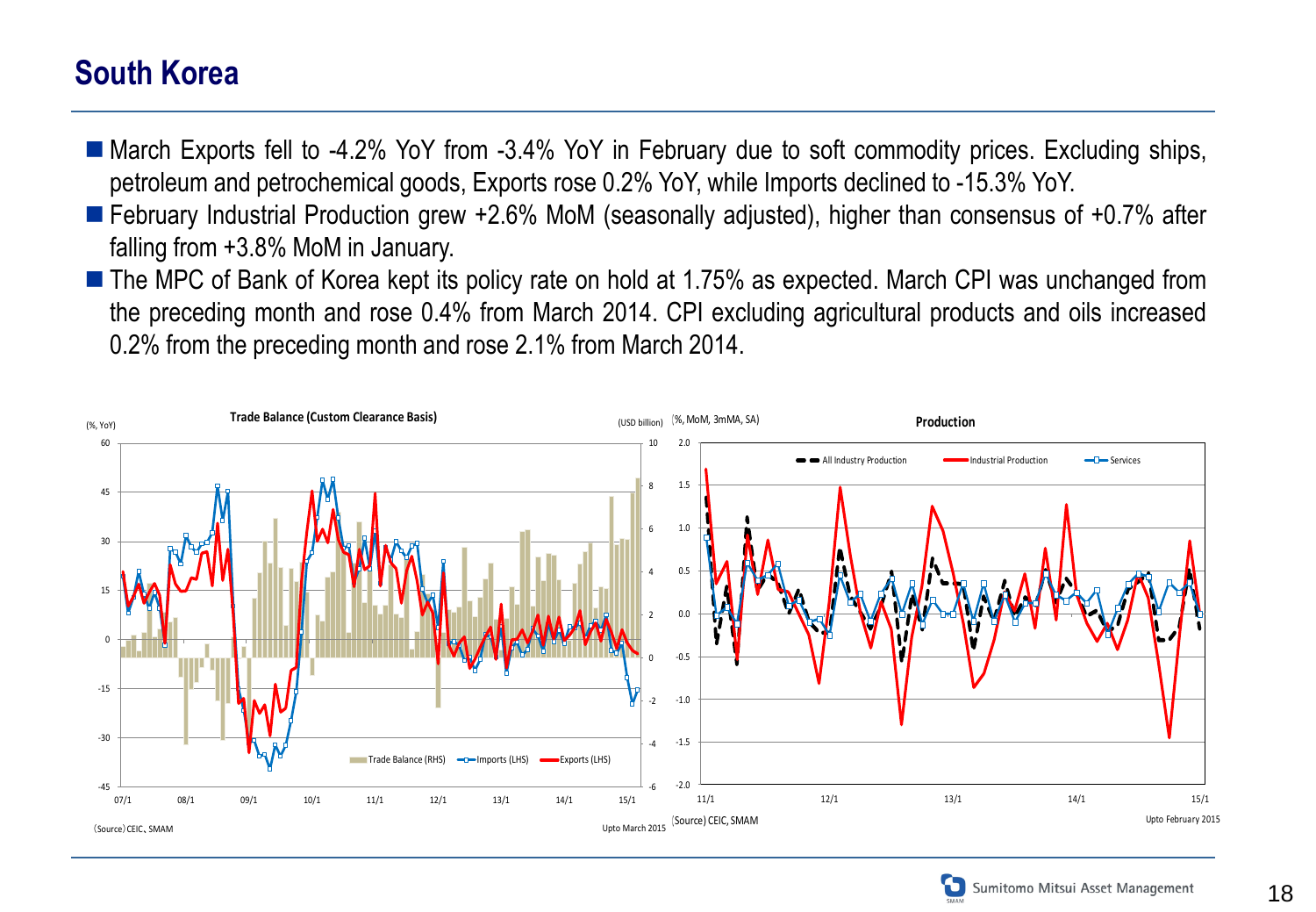# South Korea

- March Exports fell to -4.2% YoY from -3.4% YoY in February due to soft commodity prices. Excluding ships, petroleum and petrochemical goods, Exports rose 0.2% YoY, while Imports declined to -15.3% YoY.
- February Industrial Production grew +2.6% MoM (seasonally adjusted), higher than consensus of +0.7% after falling from +3.8% MoM in January.
- The MPC of Bank of Korea kept its policy rate on hold at 1.75% as expected. March CPI was unchanged from the preceding month and rose 0.4% from March 2014. CPI excluding agricultural products and oils increased 0.2% from the preceding month and rose 2.1% from March 2014.

**Trade Balance (Custom Clearance Basis)**

(%, YoY) / (USD billion)

Trade Balance (RHS) / Imports (LHS) / Exports (LHS)

(Source) CEIC、SMAM

Upto March 2015

**Production**

(%, MoM, 3mMA, SA)

All Industry Production / Industrial Production / Services

(Source) CEIC, SMAM

Upto February 2015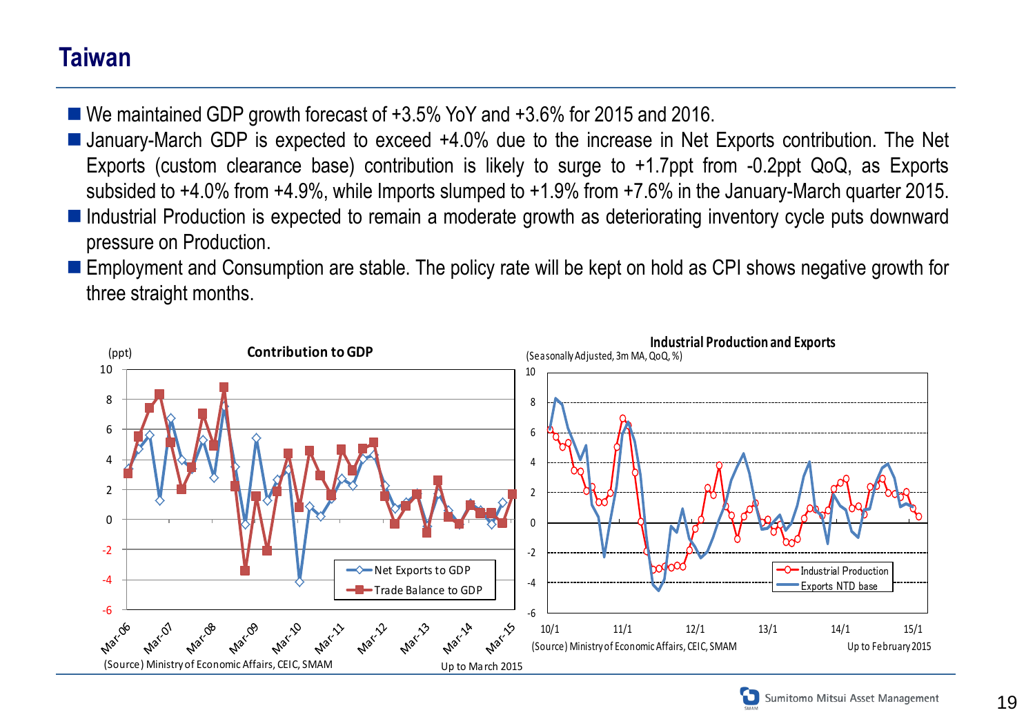# Taiwan

- We maintained GDP growth forecast of +3.5% YoY and +3.6% for 2015 and 2016.
- January-March GDP is expected to exceed +4.0% due to the increase in Net Exports contribution. The Net Exports (custom clearance base) contribution is likely to surge to +1.7ppt from -0.2ppt QoQ, as Exports subsided to +4.0% from +4.9%, while Imports slumped to +1.9% from +7.6% in the January-March quarter 2015.
- Industrial Production is expected to remain a moderate growth as deteriorating inventory cycle puts downward pressure on Production.
- Employment and Consumption are stable. The policy rate will be kept on hold as CPI shows negative growth for three straight months.

**Contribution to GDP**

(ppt)

Legend: Net Exports to GDP; Trade Balance to GDP

(Source) Ministry of Economic Affairs, CEIC, SMAM — Up to March 2015

**Industrial Production and Exports**

(Seasonally Adjusted, 3m MA, QoQ, %)

Legend: Industrial Production; Exports NTD base

(Source) Ministry of Economic Affairs, CEIC, SMAM — Up to February 2015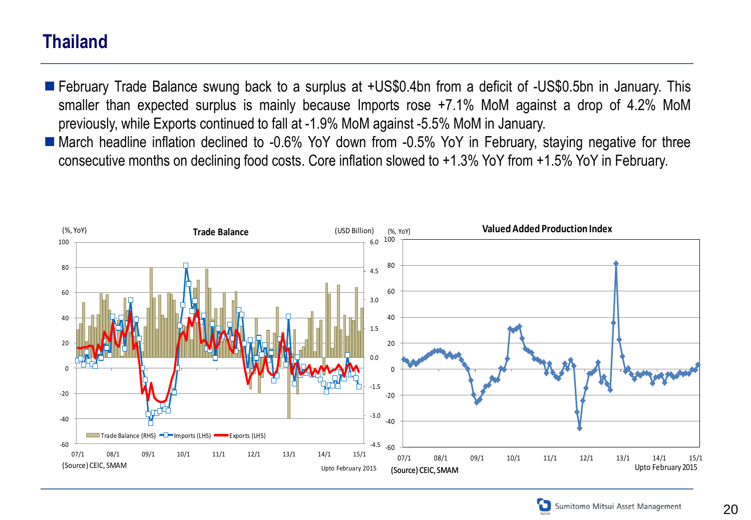# Thailand

- February Trade Balance swung back to a surplus at +US$0.4bn from a deficit of -US$0.5bn in January. This smaller than expected surplus is mainly because Imports rose +7.1% MoM against a drop of 4.2% MoM previously, while Exports continued to fall at -1.9% MoM against -5.5% MoM in January.
- March headline inflation declined to -0.6% YoY down from -0.5% YoY in February, staying negative for three consecutive months on declining food costs. Core inflation slowed to +1.3% YoY from +1.5% YoY in February.

**Trade Balance**

(%, YoY) / (USD Billion)

Trade Balance (RHS) | Imports (LHS) | Exports (LHS)

(Source) CEIC, SMAM

Upto February 2015

**Valued Added Production Index**

(%, YoY)

(Source) CEIC, SMAM

Upto February 2015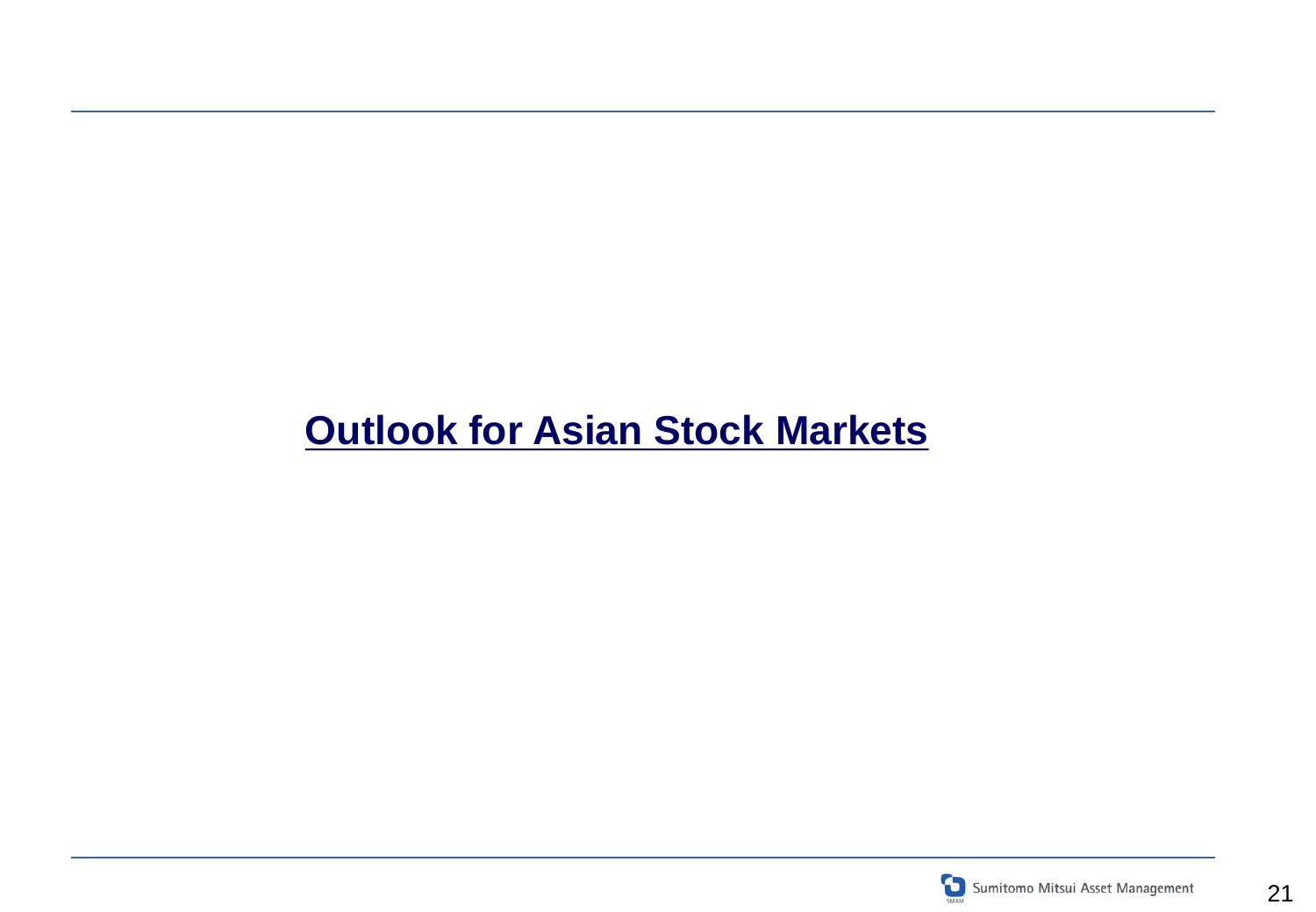# Outlook for Asian Stock Markets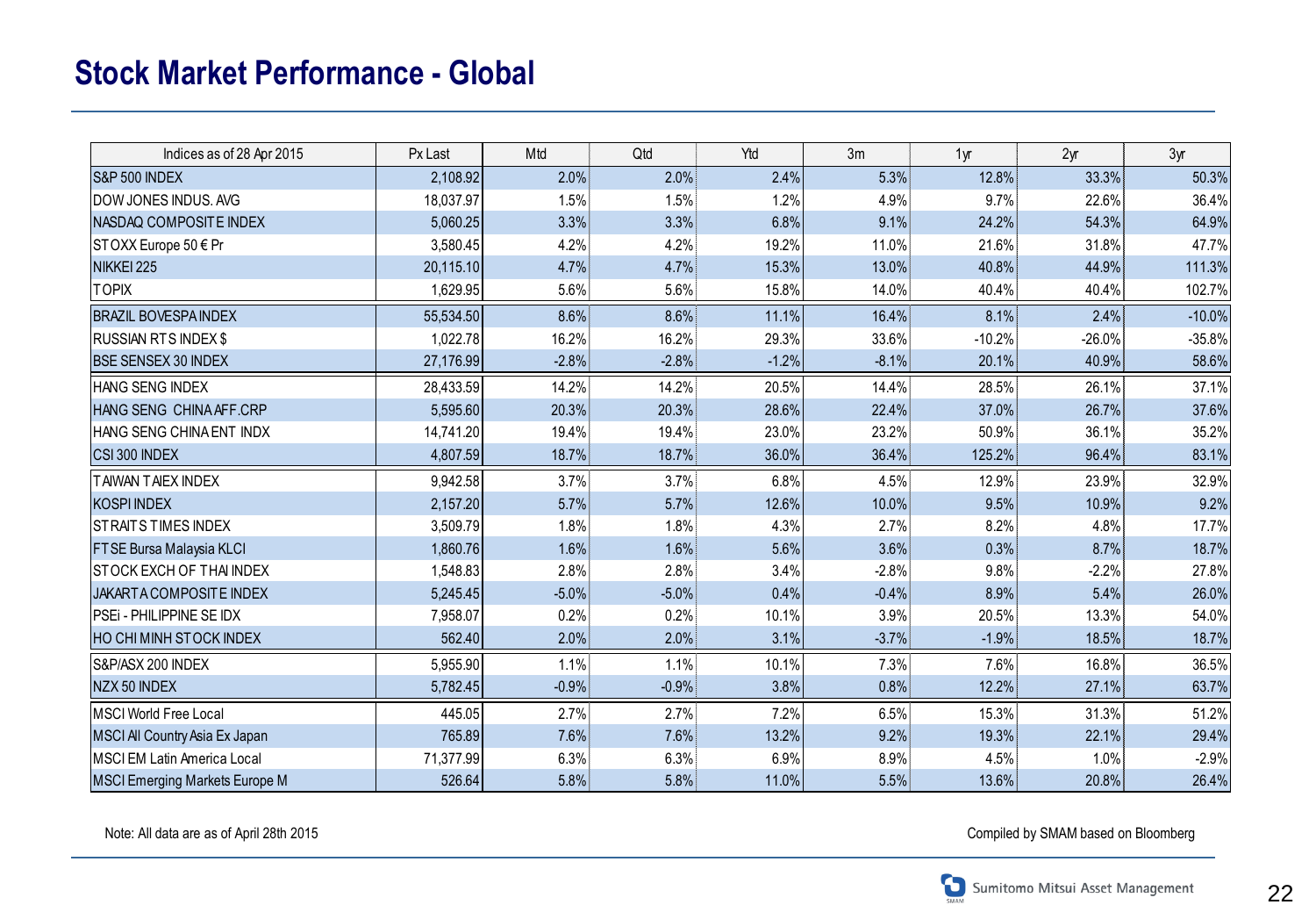# Stock Market Performance - Global

| Indices as of 28 Apr 2015 | Px Last | Mtd | Qtd | Ytd | 3m | 1yr | 2yr | 3yr |
|---|---|---|---|---|---|---|---|---|
| S&P 500 INDEX | 2,108.92 | 2.0% | 2.0% | 2.4% | 5.3% | 12.8% | 33.3% | 50.3% |
| DOW JONES INDUS. AVG | 18,037.97 | 1.5% | 1.5% | 1.2% | 4.9% | 9.7% | 22.6% | 36.4% |
| NASDAQ COMPOSITE INDEX | 5,060.25 | 3.3% | 3.3% | 6.8% | 9.1% | 24.2% | 54.3% | 64.9% |
| STOXX Europe 50 € Pr | 3,580.45 | 4.2% | 4.2% | 19.2% | 11.0% | 21.6% | 31.8% | 47.7% |
| NIKKEI 225 | 20,115.10 | 4.7% | 4.7% | 15.3% | 13.0% | 40.8% | 44.9% | 111.3% |
| TOPIX | 1,629.95 | 5.6% | 5.6% | 15.8% | 14.0% | 40.4% | 40.4% | 102.7% |
| BRAZIL BOVESPA INDEX | 55,534.50 | 8.6% | 8.6% | 11.1% | 16.4% | 8.1% | 2.4% | -10.0% |
| RUSSIAN RTS INDEX $ | 1,022.78 | 16.2% | 16.2% | 29.3% | 33.6% | -10.2% | -26.0% | -35.8% |
| BSE SENSEX 30 INDEX | 27,176.99 | -2.8% | -2.8% | -1.2% | -8.1% | 20.1% | 40.9% | 58.6% |
| HANG SENG INDEX | 28,433.59 | 14.2% | 14.2% | 20.5% | 14.4% | 28.5% | 26.1% | 37.1% |
| HANG SENG CHINA AFF.CRP | 5,595.60 | 20.3% | 20.3% | 28.6% | 22.4% | 37.0% | 26.7% | 37.6% |
| HANG SENG CHINA ENT INDX | 14,741.20 | 19.4% | 19.4% | 23.0% | 23.2% | 50.9% | 36.1% | 35.2% |
| CSI 300 INDEX | 4,807.59 | 18.7% | 18.7% | 36.0% | 36.4% | 125.2% | 96.4% | 83.1% |
| TAIWAN TAIEX INDEX | 9,942.58 | 3.7% | 3.7% | 6.8% | 4.5% | 12.9% | 23.9% | 32.9% |
| KOSPI INDEX | 2,157.20 | 5.7% | 5.7% | 12.6% | 10.0% | 9.5% | 10.9% | 9.2% |
| STRAITS TIMES INDEX | 3,509.79 | 1.8% | 1.8% | 4.3% | 2.7% | 8.2% | 4.8% | 17.7% |
| FTSE Bursa Malaysia KLCI | 1,860.76 | 1.6% | 1.6% | 5.6% | 3.6% | 0.3% | 8.7% | 18.7% |
| STOCK EXCH OF THAI INDEX | 1,548.83 | 2.8% | 2.8% | 3.4% | -2.8% | 9.8% | -2.2% | 27.8% |
| JAKARTA COMPOSITE INDEX | 5,245.45 | -5.0% | -5.0% | 0.4% | -0.4% | 8.9% | 5.4% | 26.0% |
| PSEi - PHILIPPINE SE IDX | 7,958.07 | 0.2% | 0.2% | 10.1% | 3.9% | 20.5% | 13.3% | 54.0% |
| HO CHI MINH STOCK INDEX | 562.40 | 2.0% | 2.0% | 3.1% | -3.7% | -1.9% | 18.5% | 18.7% |
| S&P/ASX 200 INDEX | 5,955.90 | 1.1% | 1.1% | 10.1% | 7.3% | 7.6% | 16.8% | 36.5% |
| NZX 50 INDEX | 5,782.45 | -0.9% | -0.9% | 3.8% | 0.8% | 12.2% | 27.1% | 63.7% |
| MSCI World Free Local | 445.05 | 2.7% | 2.7% | 7.2% | 6.5% | 15.3% | 31.3% | 51.2% |
| MSCI All Country Asia Ex Japan | 765.89 | 7.6% | 7.6% | 13.2% | 9.2% | 19.3% | 22.1% | 29.4% |
| MSCI EM Latin America Local | 71,377.99 | 6.3% | 6.3% | 6.9% | 8.9% | 4.5% | 1.0% | -2.9% |
| MSCI Emerging Markets Europe M | 526.64 | 5.8% | 5.8% | 11.0% | 5.5% | 13.6% | 20.8% | 26.4% |

Note: All data are as of April 28th 2015

Compiled by SMAM based on Bloomberg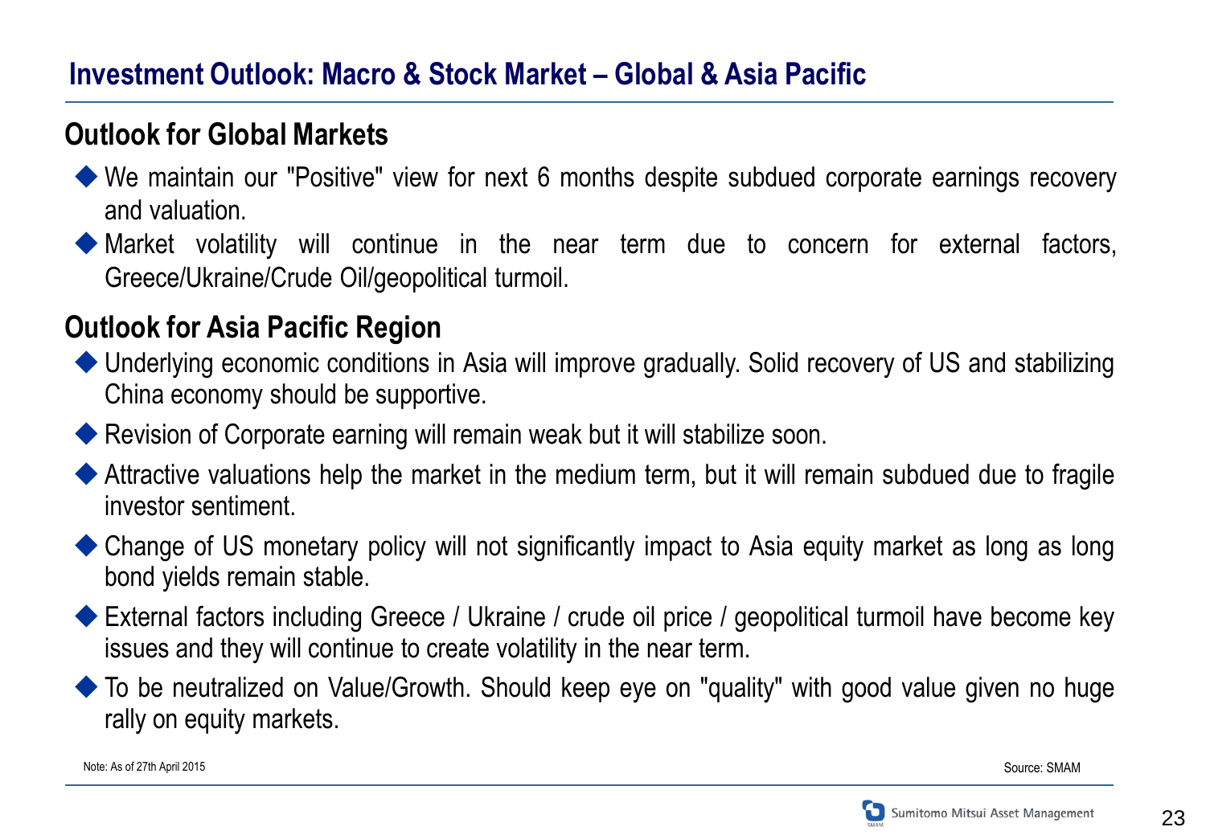# Investment Outlook: Macro & Stock Market – Global & Asia Pacific

## Outlook for Global Markets

- We maintain our "Positive" view for next 6 months despite subdued corporate earnings recovery and valuation.
- Market volatility will continue in the near term due to concern for external factors, Greece/Ukraine/Crude Oil/geopolitical turmoil.

## Outlook for Asia Pacific Region

- Underlying economic conditions in Asia will improve gradually. Solid recovery of US and stabilizing China economy should be supportive.
- Revision of Corporate earning will remain weak but it will stabilize soon.
- Attractive valuations help the market in the medium term, but it will remain subdued due to fragile investor sentiment.
- Change of US monetary policy will not significantly impact to Asia equity market as long as long bond yields remain stable.
- External factors including Greece / Ukraine / crude oil price / geopolitical turmoil have become key issues and they will continue to create volatility in the near term.
- To be neutralized on Value/Growth. Should keep eye on "quality" with good value given no huge rally on equity markets.

Note: As of 27th April 2015

Source: SMAM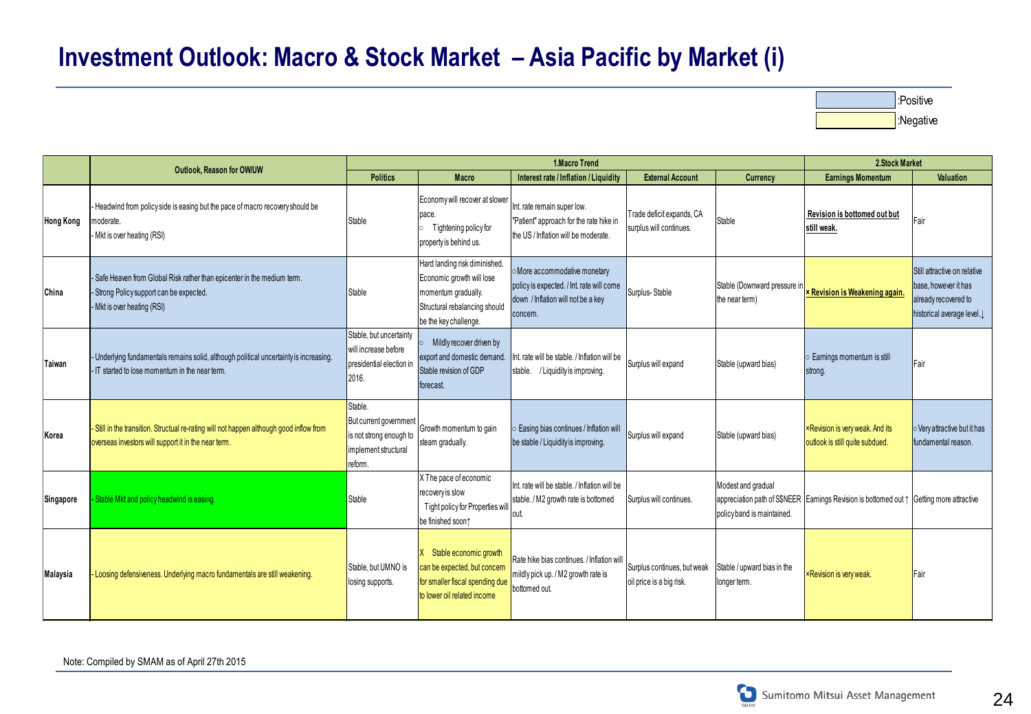# Investment Outlook: Macro & Stock Market – Asia Pacific by Market (i)

| | |
|---|---|
| (blue) | :Positive |
| (yellow) | :Negative |

| | Outlook, Reason for OW/UW | 1.Macro Trend | | | | | 2.Stock Market | |
|---|---|---|---|---|---|---|---|---|
| | | Politics | Macro | Interest rate / Inflation / Liquidity | External Account | Currency | Earnings Momentum | Valuation |
| Hong Kong | - Headwind from policy side is easing but the pace of macro recovery should be moderate.<br>- Mkt is over heating (RSI) | Stable | Economy will recover at slower pace.<br>○ Tightening policy for property is behind us. | Int. rate remain super low. "Patient" approach for the rate hike in the US / Inflation will be moderate. | Trade deficit expands, CA surplus will continues. | Stable | **Revision is bottomed out but still weak.** | Fair |
| China | - Safe Heaven from Global Risk rather than epicenter in the medium term.<br>- Strong Policy support can be expected.<br>- Mkt is over heating (RSI) | Stable | Hard landing risk diminished. Economic growth will lose momentum gradually. Structural rebalancing should be the key challenge. | ○More accommodative monetary policy is expected. / Int. rate will come down / Inflation will not be a key concern. | Surplus- Stable | Stable (Downward pressure in the near term) | **× Revision is Weakening again.** | Still attractive on relative base, however it has already recovered to historical average level.↓ |
| Taiwan | - Underlying fundamentals remains solid, although political uncertainty is increasing.<br>- IT started to lose momentum in the near term. | Stable, but uncertainty will increase before presidential election in 2016. | ○ Mildly recover driven by export and domestic demand. Stable revision of GDP forecast. | Int. rate will be stable. / Inflation will be stable. / Liquidity is improving. | Surplus will expand | Stable (upward bias) | ○ Earnings momentum is still strong. | Fair |
| Korea | - Still in the transition. Structual re-rating will not happen although good inflow from overseas investors will support it in the near term. | Stable. But current government is not strong enough to implement structural reform. | Growth momentum to gain steam gradually. | ○ Easing bias continues / Inflation will be stable / Liquidity is improving. | Surplus will expand | Stable (upward bias) | ×Revision is very weak. And its outlook is still quite subdued. | ○Very attractive but it has fundamental reason. |
| Singapore | - Stable Mkt and policy headwind is easing. | Stable | X The pace of economic recovery is slow<br>Tight policy for Properties will be finished soon↑ | Int. rate will be stable. / M2 growth rate is bottomed out. | Surplus will continues. | Modest and gradual appreciation path of S$NEER policy band is maintained. | Earnings Revision is bottomed out ↑ | Getting more attractive |
| Malaysia | - Loosing defensiveness. Underlying macro fundamentals are still weakening. | Stable, but UMNO is losing supports. | X Stable economic growth can be expected, but concern for smaller fiscal spending due to lower oil related income | Rate hike bias continues. / Inflation will mildly pick up. / M2 growth rate is bottomed out. | Surplus continues, but weak oil price is a big risk. | Stable / upward bias in the longer term. | ×Revision is very weak. | Fair |

Note: Compiled by SMAM as of April 27th 2015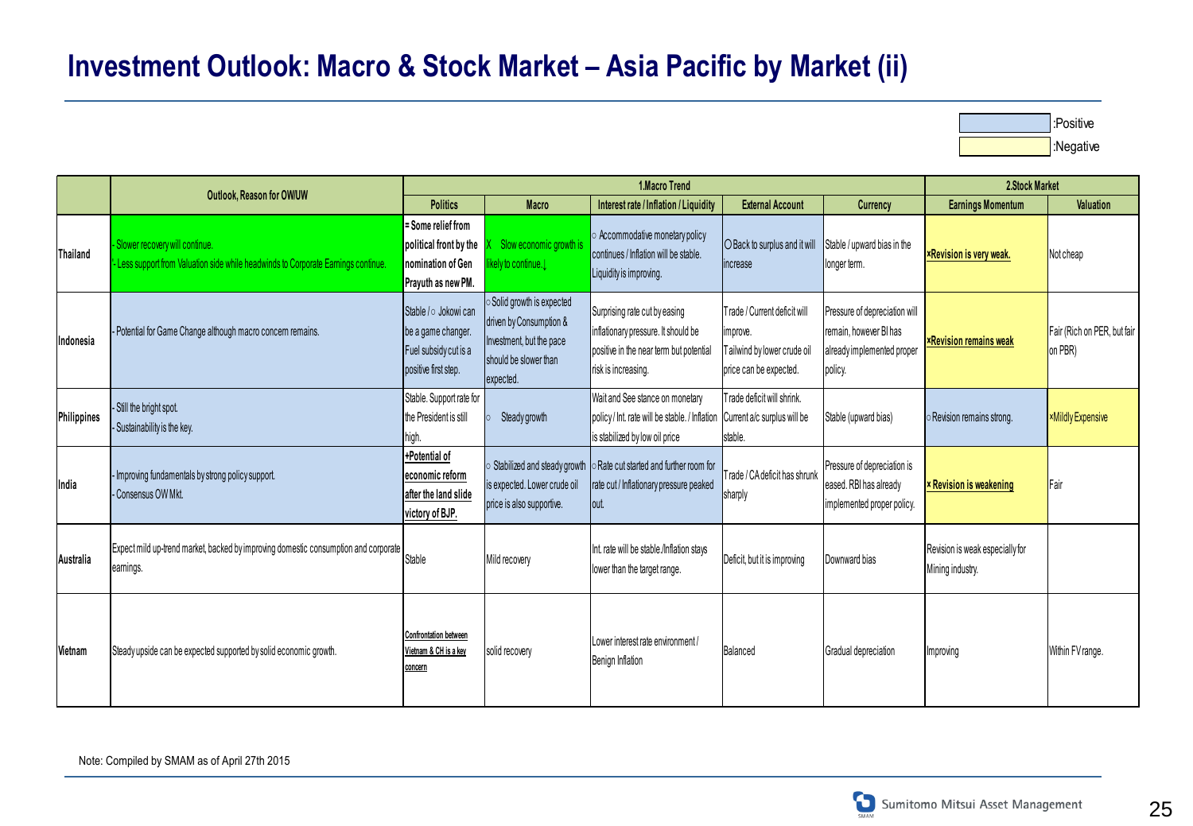# Investment Outlook: Macro & Stock Market – Asia Pacific by Market (ii)

| :Positive |
|---|
| :Negative |

| | Outlook, Reason for OW/UW | 1.Macro Trend | | | | | 2.Stock Market | |
|---|---|---|---|---|---|---|---|---|
| | | Politics | Macro | Interest rate / Inflation / Liquidity | External Account | Currency | Earnings Momentum | Valuation |
| Thailand | - Slower recovery will continue.<br>- Less support from Valuation side while headwinds to Corporate Earnings continue. | = Some relief from political front by the nomination of Gen Prayuth as new PM. | X Slow economic growth is likely to continue.↓ | ○ Accommodative monetary policy continues / Inflation will be stable. Liquidity is improving. | ○Back to surplus and it will increase | Stable / upward bias in the longer term. | ×Revision is very weak. | Not cheap |
| Indonesia | - Potential for Game Change although macro concern remains. | Stable / ○ Jokowi can be a game changer. Fuel subsidy cut is a positive first step. | ○Solid growth is expected driven by Consumption & Investment, but the pace should be slower than expected. | Surprising rate cut by easing inflationary pressure. It should be positive in the near term but potential risk is increasing. | Trade / Current deficit will improve. Tailwind by lower crude oil price can be expected. | Pressure of depreciation will remain, however BI has already implemented proper policy. | ×Revision remains weak | Fair (Rich on PER, but fair on PBR) |
| Philippines | - Still the bright spot.<br>- Sustainability is the key. | Stable. Support rate for the President is still high. | ○ Steady growth | Wait and See stance on monetary policy / Int. rate will be stable. / Inflation is stabilized by low oil price | Trade deficit will shrink. Current a/c surplus will be stable. | Stable (upward bias) | ○Revision remains strong. | ×Mildly Expensive |
| India | - Improving fundamentals by strong policy support.<br>- Consensus OW Mkt. | +Potential of economic reform after the land slide victory of BJP. | ○ Stabilized and steady growth is expected. Lower crude oil price is also supportive. | ○Rate cut started and further room for rate cut / Inflationary pressure peaked out. | Trade / CA deficit has shrunk sharply | Pressure of depreciation is eased. RBI has already implemented proper policy. | × Revision is weakening | Fair |
| Australia | Expect mild up-trend market, backed by improving domestic consumption and corporate earnings. | Stable | Mild recovery | Int. rate will be stable./Inflation stays lower than the target range. | Deficit, but it is improving | Downward bias | Revision is weak especially for Mining industry. | |
| Vietnam | Steady upside can be expected supported by solid economic growth. | Confrontation between Vietnam & CH is a key concern | solid recovery | Lower interest rate environment / Benign Inflation | Balanced | Gradual depreciation | Improving | Within FV range. |

Note: Compiled by SMAM as of April 27th 2015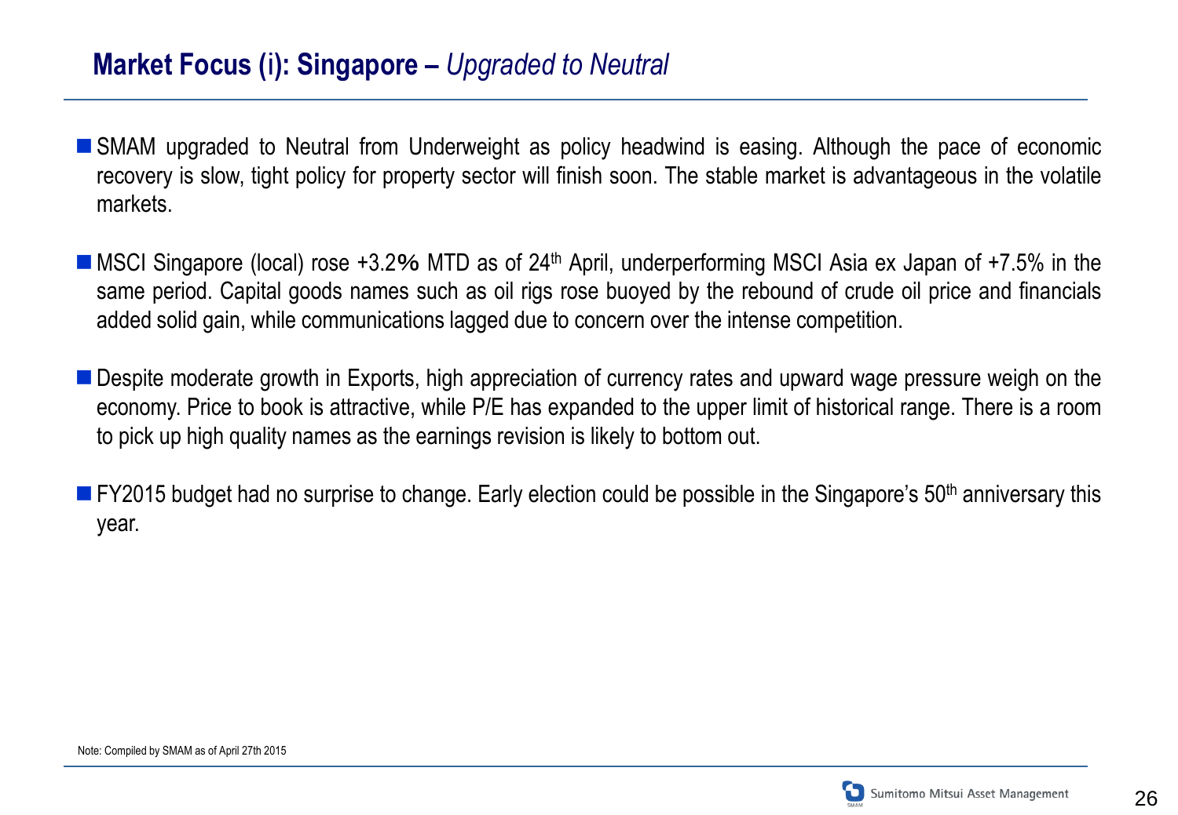## Market Focus (i): Singapore – *Upgraded to Neutral*

- SMAM upgraded to Neutral from Underweight as policy headwind is easing. Although the pace of economic recovery is slow, tight policy for property sector will finish soon. The stable market is advantageous in the volatile markets.

- MSCI Singapore (local) rose +3.2% MTD as of 24th April, underperforming MSCI Asia ex Japan of +7.5% in the same period. Capital goods names such as oil rigs rose buoyed by the rebound of crude oil price and financials added solid gain, while communications lagged due to concern over the intense competition.

- Despite moderate growth in Exports, high appreciation of currency rates and upward wage pressure weigh on the economy. Price to book is attractive, while P/E has expanded to the upper limit of historical range. There is a room to pick up high quality names as the earnings revision is likely to bottom out.

- FY2015 budget had no surprise to change. Early election could be possible in the Singapore's 50th anniversary this year.

Note: Compiled by SMAM as of April 27th 2015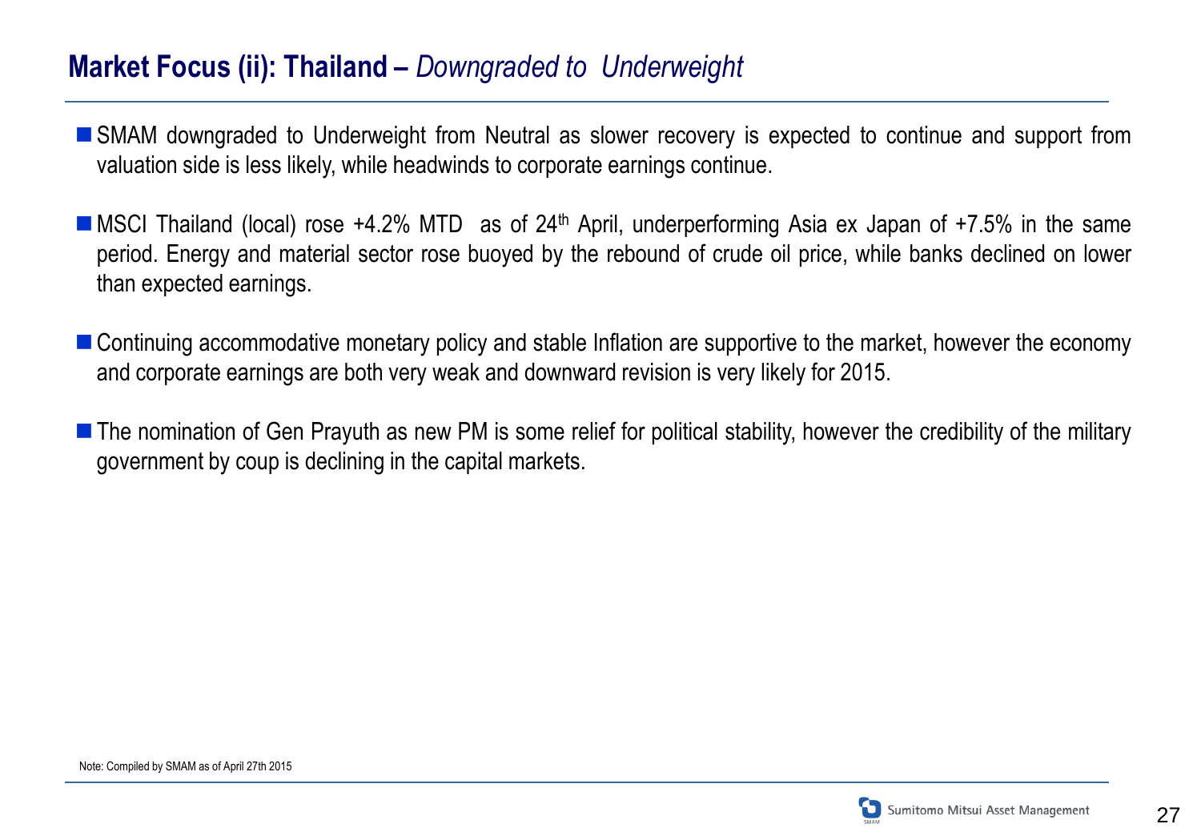## Market Focus (ii): Thailand – *Downgraded to Underweight*

- SMAM downgraded to Underweight from Neutral as slower recovery is expected to continue and support from valuation side is less likely, while headwinds to corporate earnings continue.

- MSCI Thailand (local) rose +4.2% MTD as of 24th April, underperforming Asia ex Japan of +7.5% in the same period. Energy and material sector rose buoyed by the rebound of crude oil price, while banks declined on lower than expected earnings.

- Continuing accommodative monetary policy and stable Inflation are supportive to the market, however the economy and corporate earnings are both very weak and downward revision is very likely for 2015.

- The nomination of Gen Prayuth as new PM is some relief for political stability, however the credibility of the military government by coup is declining in the capital markets.

Note: Compiled by SMAM as of April 27th 2015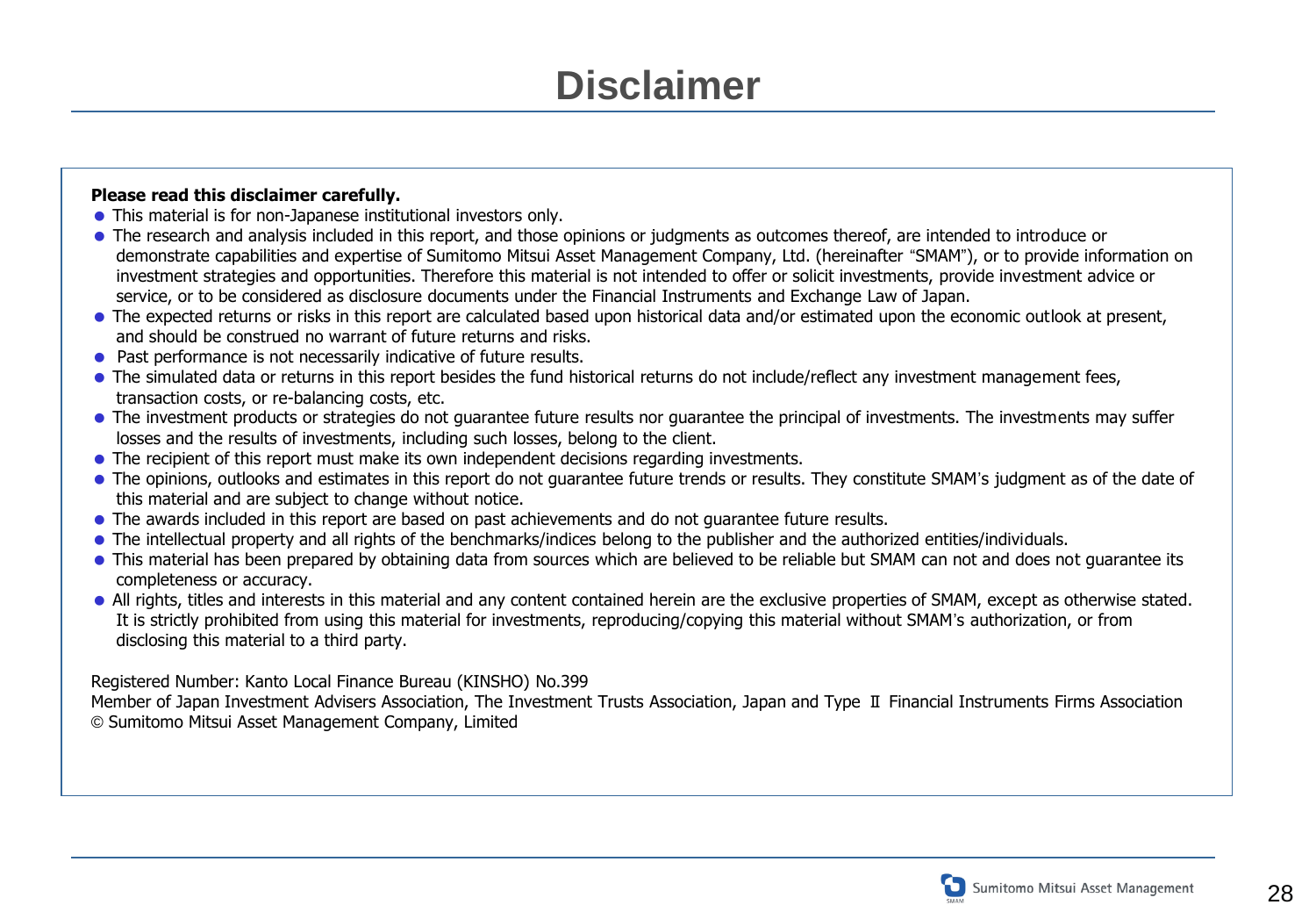# Disclaimer

**Please read this disclaimer carefully.**

- This material is for non-Japanese institutional investors only.
- The research and analysis included in this report, and those opinions or judgments as outcomes thereof, are intended to introduce or demonstrate capabilities and expertise of Sumitomo Mitsui Asset Management Company, Ltd. (hereinafter "SMAM"), or to provide information on investment strategies and opportunities. Therefore this material is not intended to offer or solicit investments, provide investment advice or service, or to be considered as disclosure documents under the Financial Instruments and Exchange Law of Japan.
- The expected returns or risks in this report are calculated based upon historical data and/or estimated upon the economic outlook at present, and should be construed no warrant of future returns and risks.
- Past performance is not necessarily indicative of future results.
- The simulated data or returns in this report besides the fund historical returns do not include/reflect any investment management fees, transaction costs, or re-balancing costs, etc.
- The investment products or strategies do not guarantee future results nor guarantee the principal of investments. The investments may suffer losses and the results of investments, including such losses, belong to the client.
- The recipient of this report must make its own independent decisions regarding investments.
- The opinions, outlooks and estimates in this report do not guarantee future trends or results. They constitute SMAM's judgment as of the date of this material and are subject to change without notice.
- The awards included in this report are based on past achievements and do not guarantee future results.
- The intellectual property and all rights of the benchmarks/indices belong to the publisher and the authorized entities/individuals.
- This material has been prepared by obtaining data from sources which are believed to be reliable but SMAM can not and does not guarantee its completeness or accuracy.
- All rights, titles and interests in this material and any content contained herein are the exclusive properties of SMAM, except as otherwise stated. It is strictly prohibited from using this material for investments, reproducing/copying this material without SMAM's authorization, or from disclosing this material to a third party.

Registered Number: Kanto Local Finance Bureau (KINSHO) No.399
Member of Japan Investment Advisers Association, The Investment Trusts Association, Japan and Type Ⅱ Financial Instruments Firms Association
© Sumitomo Mitsui Asset Management Company, Limited